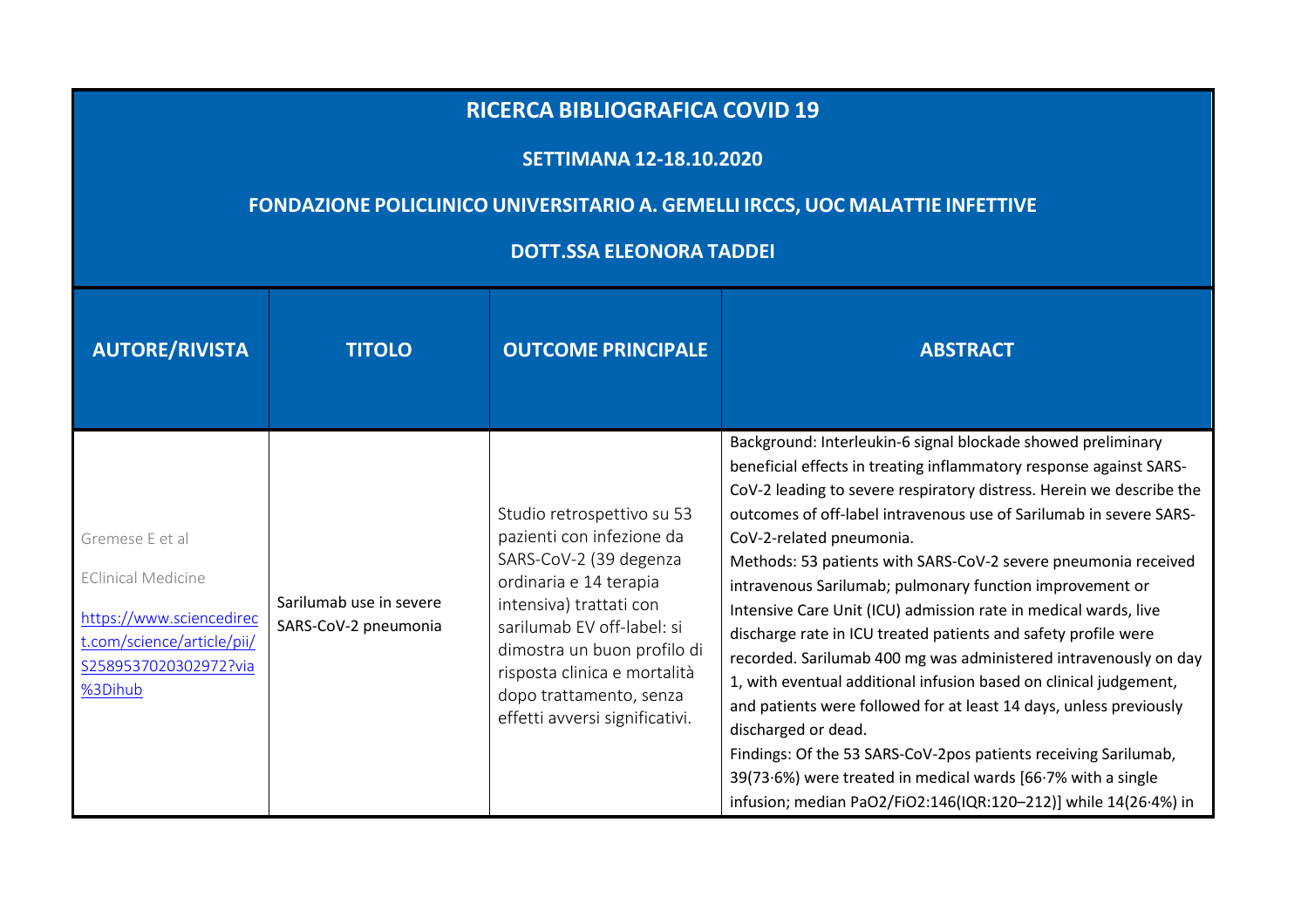# RICERCA BIBLIOGRAFICA COVID 19

## SETTIMANA 12-18.10.2020

## FONDAZIONE POLICLINICO UNIVERSITARIO A. GEMELLI IRCCS, UOC MALATTIE INFETTIVE

## DOTT.SSA ELEONORA TADDEI

| AUTORE/RIVISTA | TITOLO | OUTCOME PRINCIPALE | ABSTRACT |
| --- | --- | --- | --- |
| Gremese E et al<br><br>EClinical Medicine<br><br>https://www.sciencedirect.com/science/article/pii/S2589537020302972?via%3Dihub | Sarilumab use in severe SARS-CoV-2 pneumonia | Studio retrospettivo su 53 pazienti con infezione da SARS-CoV-2 (39 degenza ordinaria e 14 terapia intensiva) trattati con sarilumab EV off-label: si dimostra un buon profilo di risposta clinica e mortalità dopo trattamento, senza effetti avversi significativi. | Background: Interleukin-6 signal blockade showed preliminary beneficial effects in treating inflammatory response against SARS-CoV-2 leading to severe respiratory distress. Herein we describe the outcomes of off-label intravenous use of Sarilumab in severe SARS-CoV-2-related pneumonia.<br>Methods: 53 patients with SARS-CoV-2 severe pneumonia received intravenous Sarilumab; pulmonary function improvement or Intensive Care Unit (ICU) admission rate in medical wards, live discharge rate in ICU treated patients and safety profile were recorded. Sarilumab 400 mg was administered intravenously on day 1, with eventual additional infusion based on clinical judgement, and patients were followed for at least 14 days, unless previously discharged or dead.<br>Findings: Of the 53 SARS-CoV-2pos patients receiving Sarilumab, 39(73·6%) were treated in medical wards [66·7% with a single infusion; median $PaO_2/FiO_2$:146(IQR:120–212)] while 14(26·4%) in |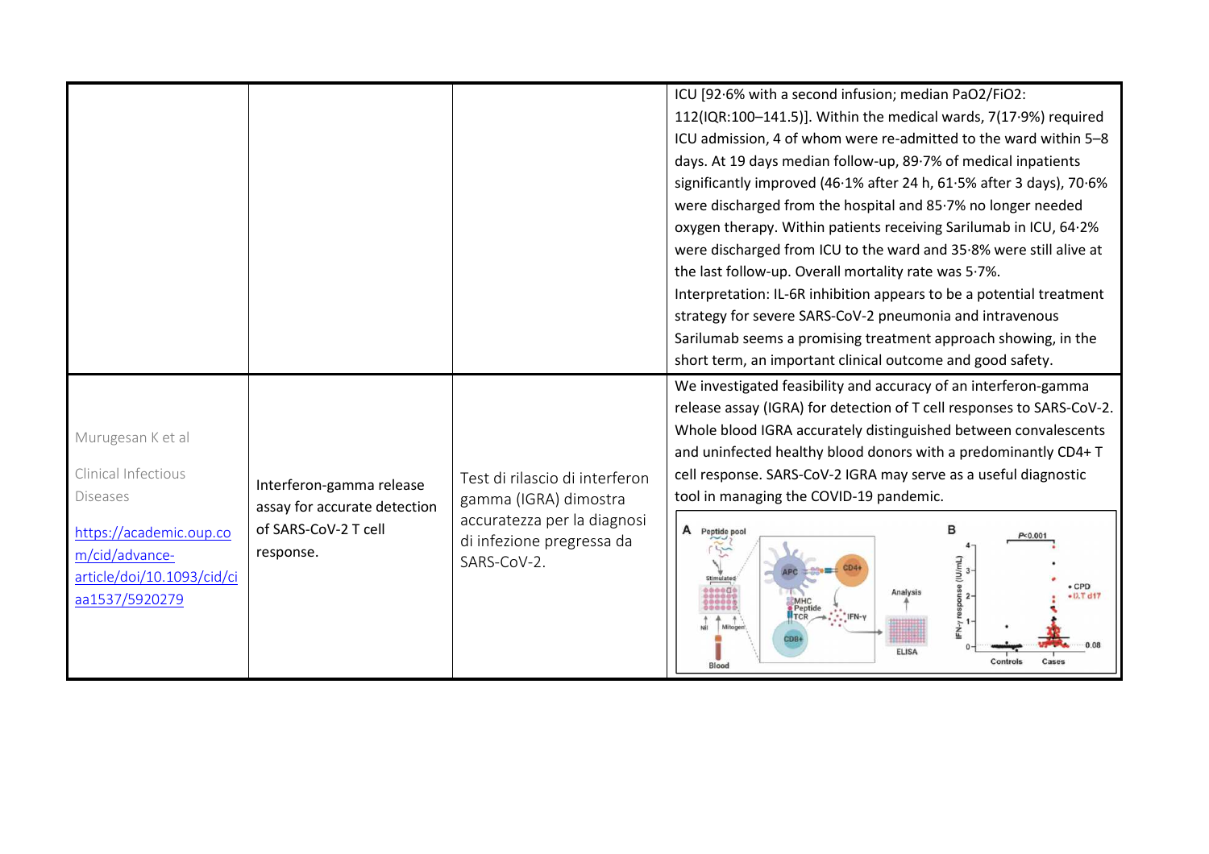|  |  |  |  |
|---|---|---|---|
|  |  |  | ICU [92·6% with a second infusion; median PaO2/FiO2: 112(IQR:100–141.5)]. Within the medical wards, 7(17·9%) required ICU admission, 4 of whom were re-admitted to the ward within 5–8 days. At 19 days median follow-up, 89·7% of medical inpatients significantly improved (46·1% after 24 h, 61·5% after 3 days), 70·6% were discharged from the hospital and 85·7% no longer needed oxygen therapy. Within patients receiving Sarilumab in ICU, 64·2% were discharged from ICU to the ward and 35·8% were still alive at the last follow-up. Overall mortality rate was 5·7%. Interpretation: IL-6R inhibition appears to be a potential treatment strategy for severe SARS-CoV-2 pneumonia and intravenous Sarilumab seems a promising treatment approach showing, in the short term, an important clinical outcome and good safety. |
| Murugesan K et al<br><br>Clinical Infectious Diseases<br><br>https://academic.oup.com/cid/advance-article/doi/10.1093/cid/ciaa1537/5920279 | Interferon-gamma release assay for accurate detection of SARS-CoV-2 T cell response. | Test di rilascio di interferon gamma (IGRA) dimostra accuratezza per la diagnosi di infezione pregressa da SARS-CoV-2. | We investigated feasibility and accuracy of an interferon-gamma release assay (IGRA) for detection of T cell responses to SARS-CoV-2. Whole blood IGRA accurately distinguished between convalescents and uninfected healthy blood donors with a predominantly CD4+ T cell response. SARS-CoV-2 IGRA may serve as a useful diagnostic tool in managing the COVID-19 pandemic. |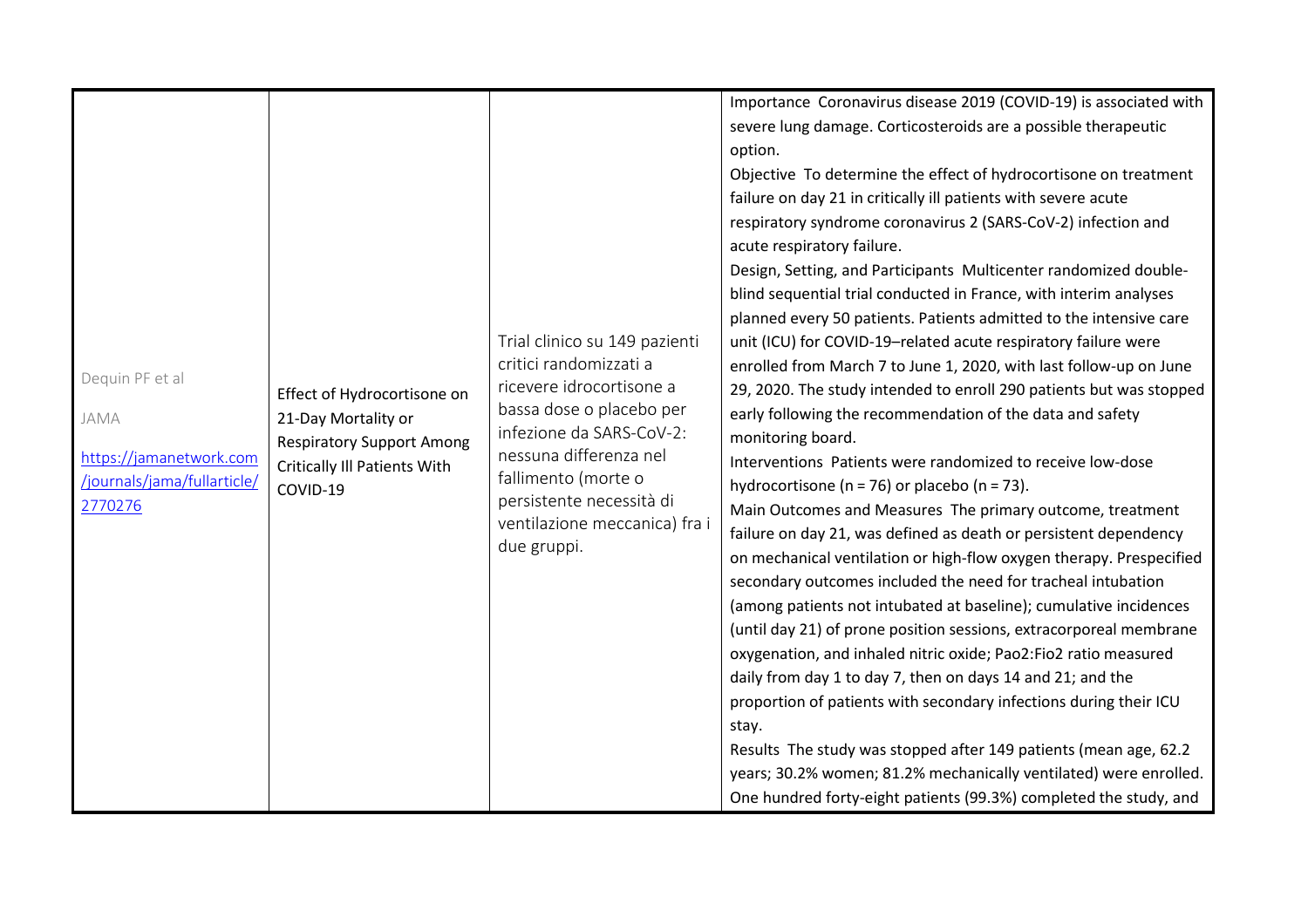| | | | |
|---|---|---|---|
| Dequin PF et al<br><br>JAMA<br><br>https://jamanetwork.com/journals/jama/fullarticle/2770276 | Effect of Hydrocortisone on 21-Day Mortality or Respiratory Support Among Critically Ill Patients With COVID-19 | Trial clinico su 149 pazienti critici randomizzati a ricevere idrocortisone a bassa dose o placebo per infezione da SARS-CoV-2: nessuna differenza nel fallimento (morte o persistente necessità di ventilazione meccanica) fra i due gruppi. | Importance Coronavirus disease 2019 (COVID-19) is associated with severe lung damage. Corticosteroids are a possible therapeutic option.<br>Objective To determine the effect of hydrocortisone on treatment failure on day 21 in critically ill patients with severe acute respiratory syndrome coronavirus 2 (SARS-CoV-2) infection and acute respiratory failure.<br>Design, Setting, and Participants Multicenter randomized double-blind sequential trial conducted in France, with interim analyses planned every 50 patients. Patients admitted to the intensive care unit (ICU) for COVID-19–related acute respiratory failure were enrolled from March 7 to June 1, 2020, with last follow-up on June 29, 2020. The study intended to enroll 290 patients but was stopped early following the recommendation of the data and safety monitoring board.<br>Interventions Patients were randomized to receive low-dose hydrocortisone (n = 76) or placebo (n = 73).<br>Main Outcomes and Measures The primary outcome, treatment failure on day 21, was defined as death or persistent dependency on mechanical ventilation or high-flow oxygen therapy. Prespecified secondary outcomes included the need for tracheal intubation (among patients not intubated at baseline); cumulative incidences (until day 21) of prone position sessions, extracorporeal membrane oxygenation, and inhaled nitric oxide; $Pao_2$:$Fio_2$ ratio measured daily from day 1 to day 7, then on days 14 and 21; and the proportion of patients with secondary infections during their ICU stay.<br>Results The study was stopped after 149 patients (mean age, 62.2 years; 30.2% women; 81.2% mechanically ventilated) were enrolled. One hundred forty-eight patients (99.3%) completed the study, and |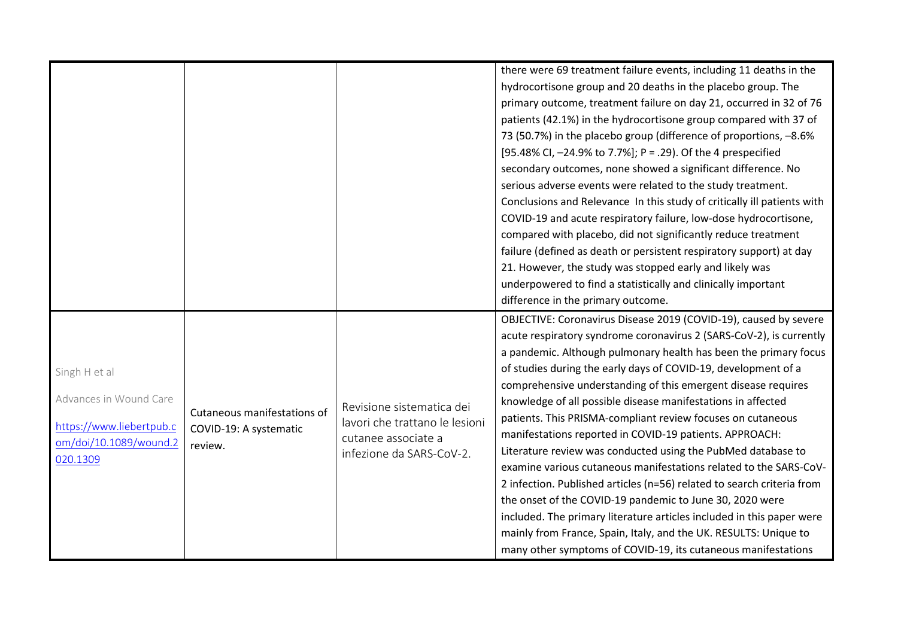| | | | |
|---|---|---|---|
| | | | there were 69 treatment failure events, including 11 deaths in the hydrocortisone group and 20 deaths in the placebo group. The primary outcome, treatment failure on day 21, occurred in 32 of 76 patients (42.1%) in the hydrocortisone group compared with 37 of 73 (50.7%) in the placebo group (difference of proportions, –8.6% [95.48% CI, –24.9% to 7.7%]; P = .29). Of the 4 prespecified secondary outcomes, none showed a significant difference. No serious adverse events were related to the study treatment. Conclusions and Relevance In this study of critically ill patients with COVID-19 and acute respiratory failure, low-dose hydrocortisone, compared with placebo, did not significantly reduce treatment failure (defined as death or persistent respiratory support) at day 21. However, the study was stopped early and likely was underpowered to find a statistically and clinically important difference in the primary outcome. |
| Singh H et al<br><br>Advances in Wound Care<br><br>https://www.liebertpub.com/doi/10.1089/wound.2020.1309 | Cutaneous manifestations of COVID-19: A systematic review. | Revisione sistematica dei lavori che trattano le lesioni cutanee associate a infezione da SARS-CoV-2. | OBJECTIVE: Coronavirus Disease 2019 (COVID-19), caused by severe acute respiratory syndrome coronavirus 2 (SARS-CoV-2), is currently a pandemic. Although pulmonary health has been the primary focus of studies during the early days of COVID-19, development of a comprehensive understanding of this emergent disease requires knowledge of all possible disease manifestations in affected patients. This PRISMA-compliant review focuses on cutaneous manifestations reported in COVID-19 patients. APPROACH: Literature review was conducted using the PubMed database to examine various cutaneous manifestations related to the SARS-CoV-2 infection. Published articles (n=56) related to search criteria from the onset of the COVID-19 pandemic to June 30, 2020 were included. The primary literature articles included in this paper were mainly from France, Spain, Italy, and the UK. RESULTS: Unique to many other symptoms of COVID-19, its cutaneous manifestations |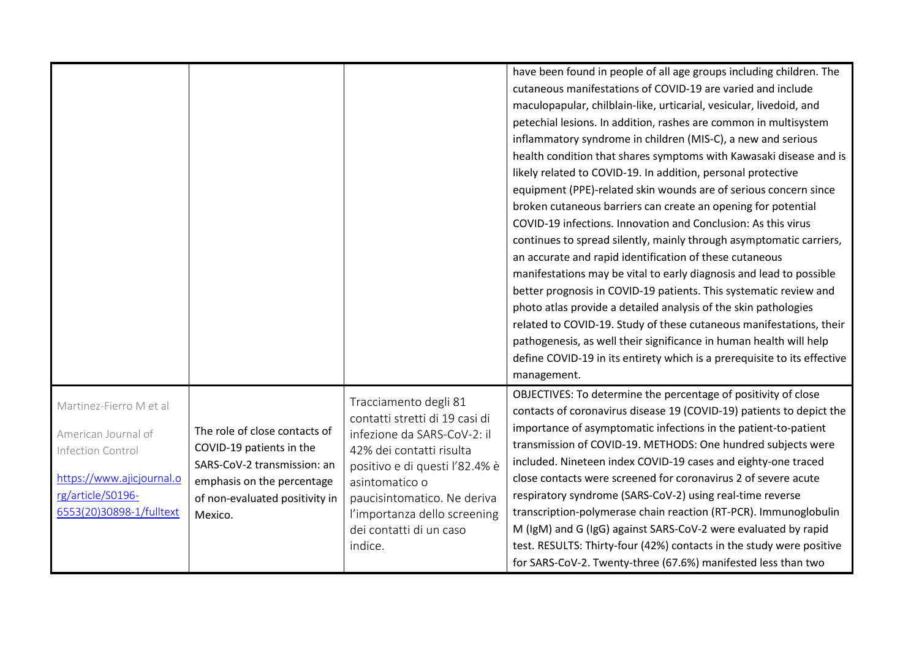| | | | |
|---|---|---|---|
| | | | have been found in people of all age groups including children. The cutaneous manifestations of COVID-19 are varied and include maculopapular, chilblain-like, urticarial, vesicular, livedoid, and petechial lesions. In addition, rashes are common in multisystem inflammatory syndrome in children (MIS-C), a new and serious health condition that shares symptoms with Kawasaki disease and is likely related to COVID-19. In addition, personal protective equipment (PPE)-related skin wounds are of serious concern since broken cutaneous barriers can create an opening for potential COVID-19 infections. Innovation and Conclusion: As this virus continues to spread silently, mainly through asymptomatic carriers, an accurate and rapid identification of these cutaneous manifestations may be vital to early diagnosis and lead to possible better prognosis in COVID-19 patients. This systematic review and photo atlas provide a detailed analysis of the skin pathologies related to COVID-19. Study of these cutaneous manifestations, their pathogenesis, as well their significance in human health will help define COVID-19 in its entirety which is a prerequisite to its effective management. |
| Martinez-Fierro M et al<br><br>American Journal of Infection Control<br><br>[https://www.ajicjournal.org/article/S0196-6553(20)30898-1/fulltext](https://www.ajicjournal.org/article/S0196-6553(20)30898-1/fulltext) | The role of close contacts of COVID-19 patients in the SARS-CoV-2 transmission: an emphasis on the percentage of non-evaluated positivity in Mexico. | Tracciamento degli 81 contatti stretti di 19 casi di infezione da SARS-CoV-2: il 42% dei contatti risulta positivo e di questi l'82.4% è asintomatico o paucisintomatico. Ne deriva l'importanza dello screening dei contatti di un caso indice. | OBJECTIVES: To determine the percentage of positivity of close contacts of coronavirus disease 19 (COVID-19) patients to depict the importance of asymptomatic infections in the patient-to-patient transmission of COVID-19. METHODS: One hundred subjects were included. Nineteen index COVID-19 cases and eighty-one traced close contacts were screened for coronavirus 2 of severe acute respiratory syndrome (SARS-CoV-2) using real-time reverse transcription-polymerase chain reaction (RT-PCR). Immunoglobulin M (IgM) and G (IgG) against SARS-CoV-2 were evaluated by rapid test. RESULTS: Thirty-four (42%) contacts in the study were positive for SARS-CoV-2. Twenty-three (67.6%) manifested less than two |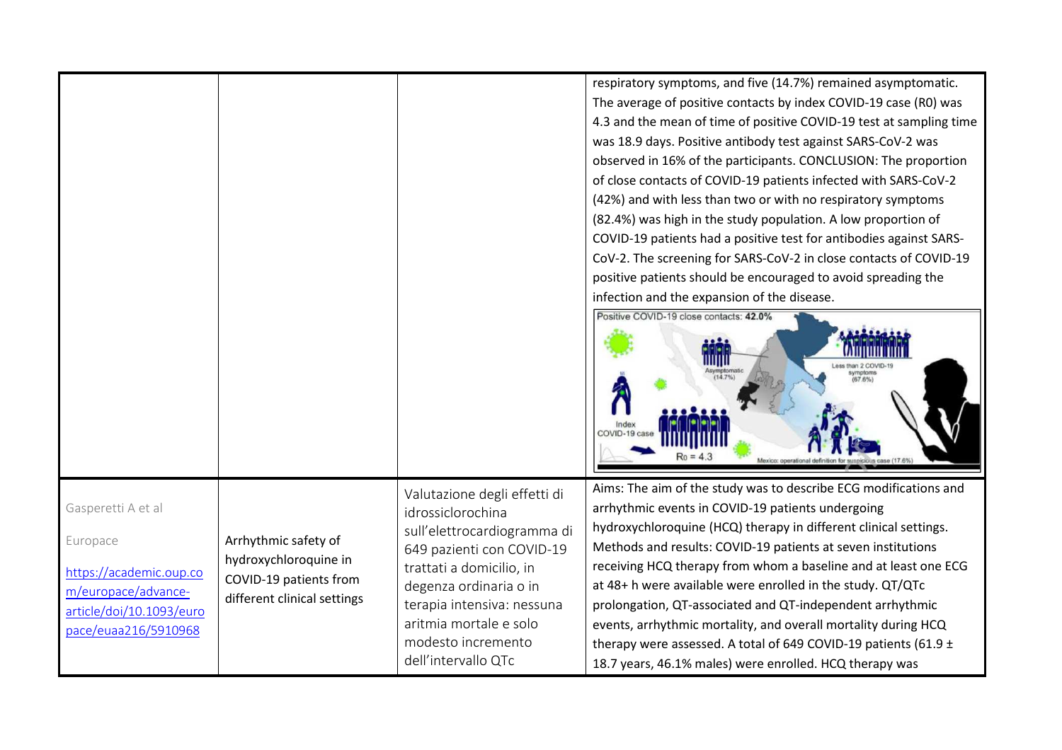| | | | |
|---|---|---|---|
| | | | respiratory symptoms, and five (14.7%) remained asymptomatic. The average of positive contacts by index COVID-19 case (R0) was 4.3 and the mean of time of positive COVID-19 test at sampling time was 18.9 days. Positive antibody test against SARS-CoV-2 was observed in 16% of the participants. CONCLUSION: The proportion of close contacts of COVID-19 patients infected with SARS-CoV-2 (42%) and with less than two or with no respiratory symptoms (82.4%) was high in the study population. A low proportion of COVID-19 patients had a positive test for antibodies against SARS-CoV-2. The screening for SARS-CoV-2 in close contacts of COVID-19 positive patients should be encouraged to avoid spreading the infection and the expansion of the disease. |
| Gasperetti A et al<br><br>Europace<br><br>https://academic.oup.com/europace/advance-article/doi/10.1093/europace/euaa216/5910968 | Arrhythmic safety of hydroxychloroquine in COVID-19 patients from different clinical settings | Valutazione degli effetti di idrossiclorochina sull'elettrocardiogramma di 649 pazienti con COVID-19 trattati a domicilio, in degenza ordinaria o in terapia intensiva: nessuna aritmia mortale e solo modesto incremento dell'intervallo QTc | Aims: The aim of the study was to describe ECG modifications and arrhythmic events in COVID-19 patients undergoing hydroxychloroquine (HCQ) therapy in different clinical settings. Methods and results: COVID-19 patients at seven institutions receiving HCQ therapy from whom a baseline and at least one ECG at 48+ h were available were enrolled in the study. QT/QTc prolongation, QT-associated and QT-independent arrhythmic events, arrhythmic mortality, and overall mortality during HCQ therapy were assessed. A total of 649 COVID-19 patients (61.9 ± 18.7 years, 46.1% males) were enrolled. HCQ therapy was |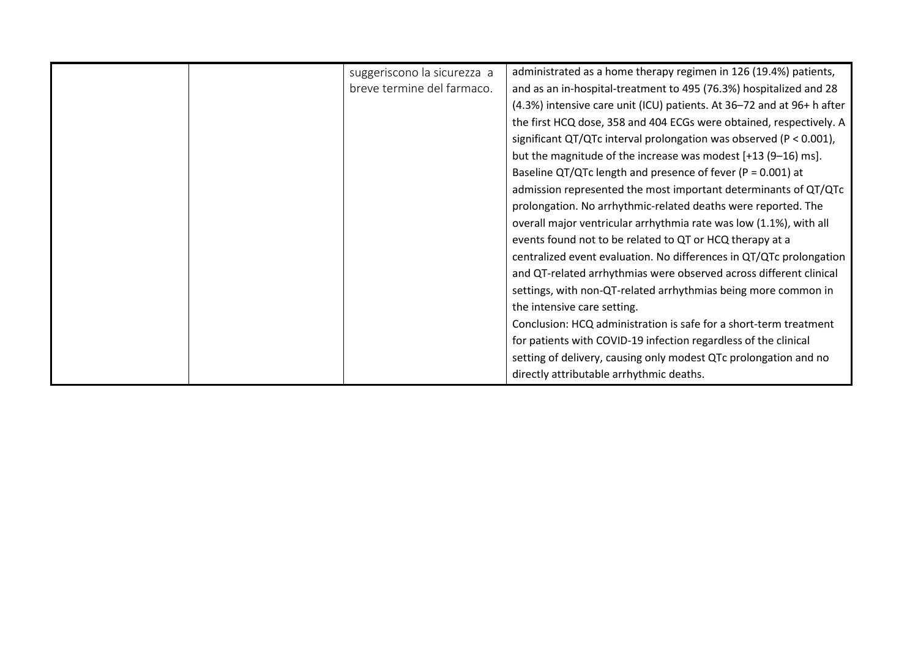|  |  | suggeriscono la sicurezza a breve termine del farmaco. | administrated as a home therapy regimen in 126 (19.4%) patients, and as an in-hospital-treatment to 495 (76.3%) hospitalized and 28 (4.3%) intensive care unit (ICU) patients. At 36–72 and at 96+ h after the first HCQ dose, 358 and 404 ECGs were obtained, respectively. A significant QT/QTc interval prolongation was observed ($P < 0.001$), but the magnitude of the increase was modest [+13 (9–16) ms]. Baseline QT/QTc length and presence of fever ($P = 0.001$) at admission represented the most important determinants of QT/QTc prolongation. No arrhythmic-related deaths were reported. The overall major ventricular arrhythmia rate was low (1.1%), with all events found not to be related to QT or HCQ therapy at a centralized event evaluation. No differences in QT/QTc prolongation and QT-related arrhythmias were observed across different clinical settings, with non-QT-related arrhythmias being more common in the intensive care setting.<br>Conclusion: HCQ administration is safe for a short-term treatment for patients with COVID-19 infection regardless of the clinical setting of delivery, causing only modest QTc prolongation and no directly attributable arrhythmic deaths. |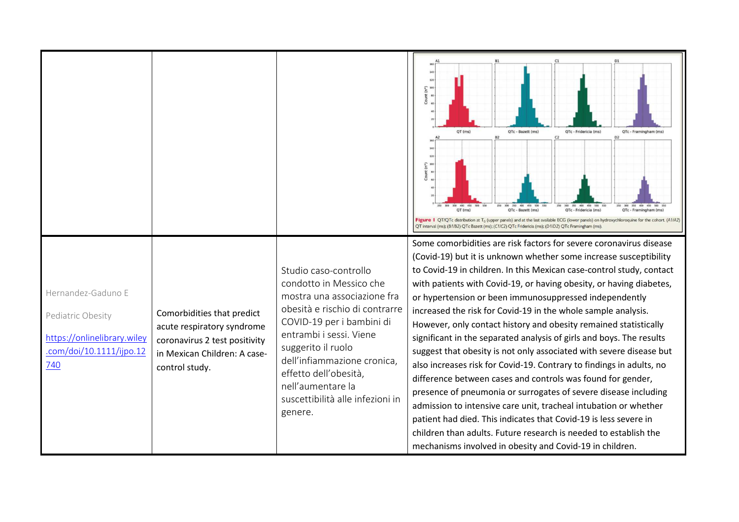| | | | |
|---|---|---|---|
| | | | Figure 1 QT/QTc distribution at $T_0$ (upper panels) and at the last available ECG (lower panels) on hydroxychloroquine for the cohort. (A1/A2) QT interval (ms); (B1/B2) QTc Bazett (ms); (C1/C2) QTc Fridericia (ms); (D1/D2) QTc Framingham (ms). |
| Hernandez-Gaduno E<br><br>Pediatric Obesity<br><br>https://onlinelibrary.wiley.com/doi/10.1111/ijpo.12740 | Comorbidities that predict acute respiratory syndrome coronavirus 2 test positivity in Mexican Children: A case-control study. | Studio caso-controllo condotto in Messico che mostra una associazione fra obesità e rischio di contrarre COVID-19 per i bambini di entrambi i sessi. Viene suggerito il ruolo dell'infiammazione cronica, effetto dell'obesità, nell'aumentare la suscettibilità alle infezioni in genere. | Some comorbidities are risk factors for severe coronavirus disease (Covid-19) but it is unknown whether some increase susceptibility to Covid-19 in children. In this Mexican case-control study, contact with patients with Covid-19, or having obesity, or having diabetes, or hypertension or been immunosuppressed independently increased the risk for Covid-19 in the whole sample analysis. However, only contact history and obesity remained statistically significant in the separated analysis of girls and boys. The results suggest that obesity is not only associated with severe disease but also increases risk for Covid-19. Contrary to findings in adults, no difference between cases and controls was found for gender, presence of pneumonia or surrogates of severe disease including admission to intensive care unit, tracheal intubation or whether patient had died. This indicates that Covid-19 is less severe in children than adults. Future research is needed to establish the mechanisms involved in obesity and Covid-19 in children. |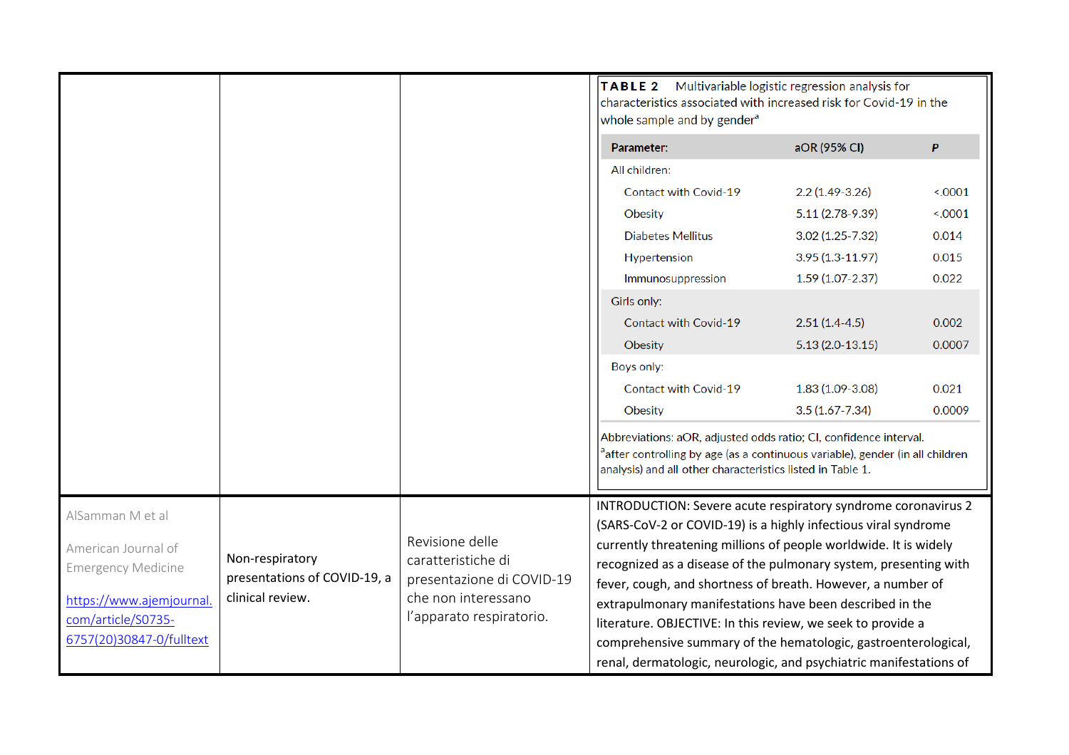| | | | |
|---|---|---|---|
| | | | **TABLE 2** Multivariable logistic regression analysis for characteristics associated with increased risk for Covid-19 in the whole sample and by gender[a]<br><br>**Parameter:** \| **aOR (95% CI)** \| ***P***<br>All children:<br>Contact with Covid-19 \| 2.2 (1.49-3.26) \| <.0001<br>Obesity \| 5.11 (2.78-9.39) \| <.0001<br>Diabetes Mellitus \| 3.02 (1.25-7.32) \| 0.014<br>Hypertension \| 3.95 (1.3-11.97) \| 0.015<br>Immunosuppression \| 1.59 (1.07-2.37) \| 0.022<br>Girls only:<br>Contact with Covid-19 \| 2.51 (1.4-4.5) \| 0.002<br>Obesity \| 5.13 (2.0-13.15) \| 0.0007<br>Boys only:<br>Contact with Covid-19 \| 1.83 (1.09-3.08) \| 0.021<br>Obesity \| 3.5 (1.67-7.34) \| 0.0009<br><br>Abbreviations: aOR, adjusted odds ratio; CI, confidence interval.<br>[a]after controlling by age (as a continuous variable), gender (in all children analysis) and all other characteristics listed in Table 1. |
| AlSamman M et al<br><br>American Journal of Emergency Medicine<br><br>https://www.ajemjournal.com/article/S0735-6757(20)30847-0/fulltext | Non-respiratory presentations of COVID-19, a clinical review. | Revisione delle caratteristiche di presentazione di COVID-19 che non interessano l'apparato respiratorio. | INTRODUCTION: Severe acute respiratory syndrome coronavirus 2 (SARS-CoV-2 or COVID-19) is a highly infectious viral syndrome currently threatening millions of people worldwide. It is widely recognized as a disease of the pulmonary system, presenting with fever, cough, and shortness of breath. However, a number of extrapulmonary manifestations have been described in the literature. OBJECTIVE: In this review, we seek to provide a comprehensive summary of the hematologic, gastroenterological, renal, dermatologic, neurologic, and psychiatric manifestations of |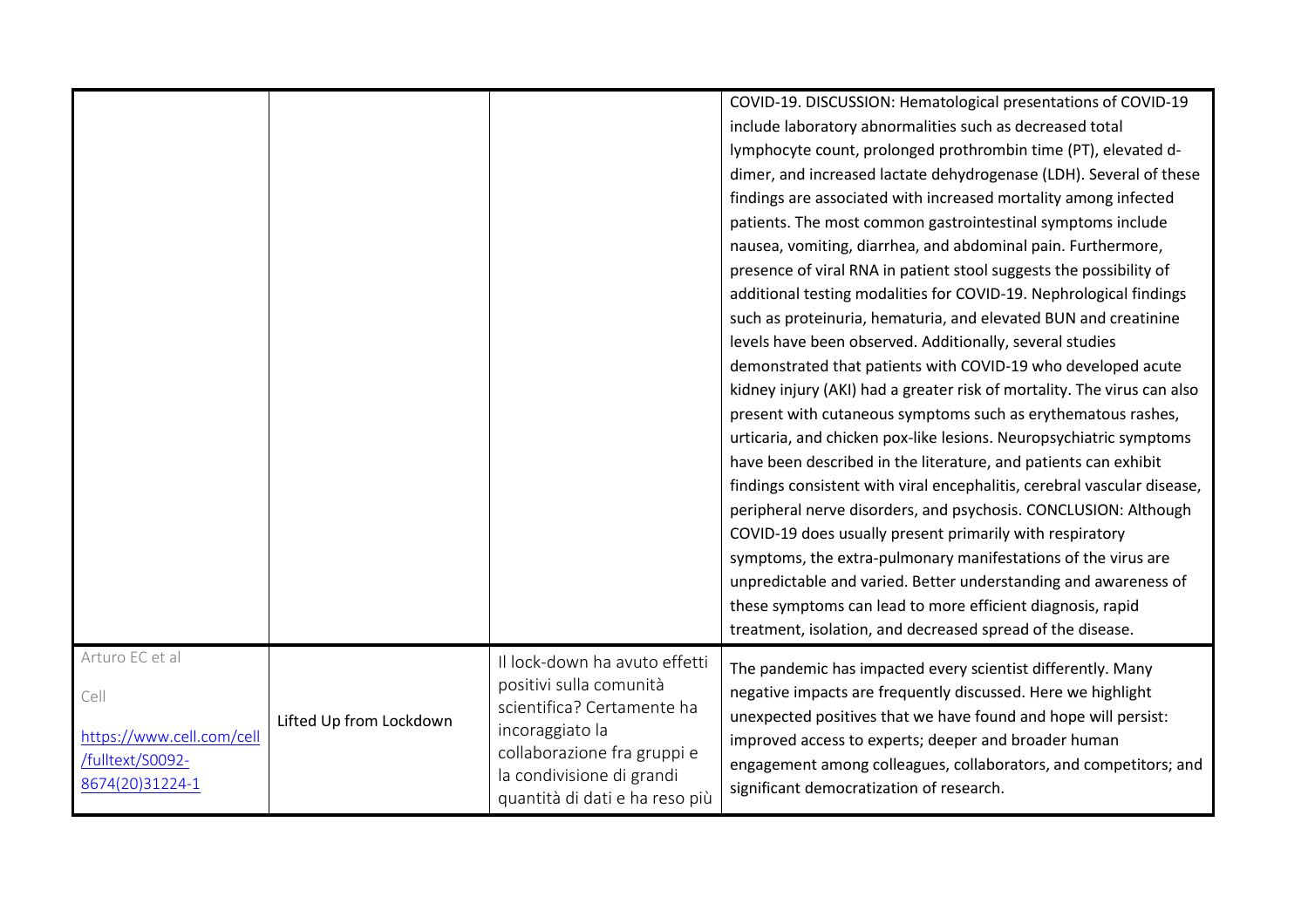| | | | |
|---|---|---|---|
| | | | COVID-19. DISCUSSION: Hematological presentations of COVID-19 include laboratory abnormalities such as decreased total lymphocyte count, prolonged prothrombin time (PT), elevated d-dimer, and increased lactate dehydrogenase (LDH). Several of these findings are associated with increased mortality among infected patients. The most common gastrointestinal symptoms include nausea, vomiting, diarrhea, and abdominal pain. Furthermore, presence of viral RNA in patient stool suggests the possibility of additional testing modalities for COVID-19. Nephrological findings such as proteinuria, hematuria, and elevated BUN and creatinine levels have been observed. Additionally, several studies demonstrated that patients with COVID-19 who developed acute kidney injury (AKI) had a greater risk of mortality. The virus can also present with cutaneous symptoms such as erythematous rashes, urticaria, and chicken pox-like lesions. Neuropsychiatric symptoms have been described in the literature, and patients can exhibit findings consistent with viral encephalitis, cerebral vascular disease, peripheral nerve disorders, and psychosis. CONCLUSION: Although COVID-19 does usually present primarily with respiratory symptoms, the extra-pulmonary manifestations of the virus are unpredictable and varied. Better understanding and awareness of these symptoms can lead to more efficient diagnosis, rapid treatment, isolation, and decreased spread of the disease. |
| Arturo EC et al<br><br>Cell<br><br>https://www.cell.com/cell/fulltext/S0092-8674(20)31224-1 | Lifted Up from Lockdown | Il lock-down ha avuto effetti positivi sulla comunità scientifica? Certamente ha incoraggiato la collaborazione fra gruppi e la condivisione di grandi quantità di dati e ha reso più | The pandemic has impacted every scientist differently. Many negative impacts are frequently discussed. Here we highlight unexpected positives that we have found and hope will persist: improved access to experts; deeper and broader human engagement among colleagues, collaborators, and competitors; and significant democratization of research. |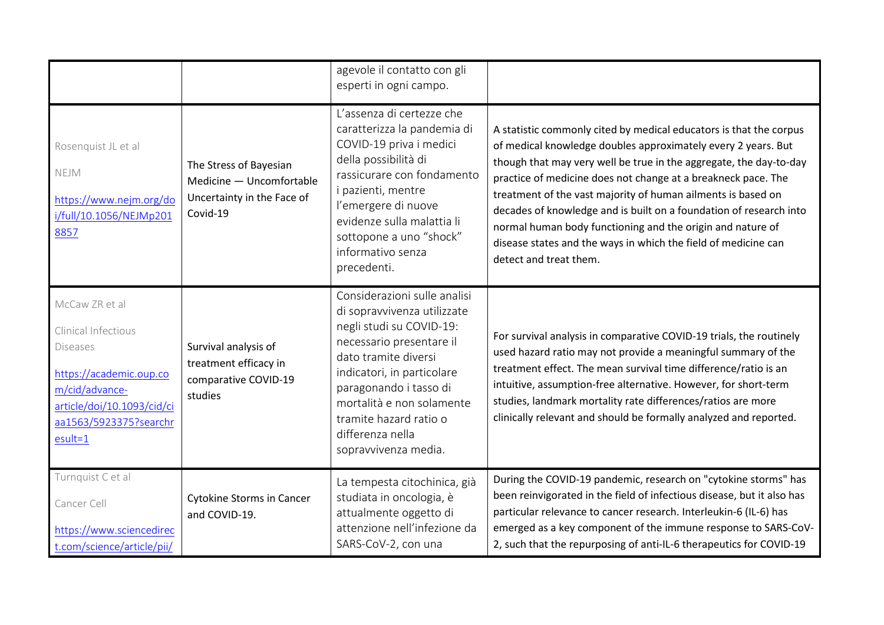| | | | |
|---|---|---|---|
| | | agevole il contatto con gli esperti in ogni campo. | |
| Rosenquist JL et al<br><br>NEJM<br><br>[https://www.nejm.org/doi/full/10.1056/NEJMp2018857](https://www.nejm.org/doi/full/10.1056/NEJMp2018857) | The Stress of Bayesian Medicine — Uncomfortable Uncertainty in the Face of Covid-19 | L'assenza di certezze che caratterizza la pandemia di COVID-19 priva i medici della possibilità di rassicurare con fondamento i pazienti, mentre l'emergere di nuove evidenze sulla malattia li sottopone a uno "shock" informativo senza precedenti. | A statistic commonly cited by medical educators is that the corpus of medical knowledge doubles approximately every 2 years. But though that may very well be true in the aggregate, the day-to-day practice of medicine does not change at a breakneck pace. The treatment of the vast majority of human ailments is based on decades of knowledge and is built on a foundation of research into normal human body functioning and the origin and nature of disease states and the ways in which the field of medicine can detect and treat them. |
| McCaw ZR et al<br><br>Clinical Infectious Diseases<br><br>[https://academic.oup.com/cid/advance-article/doi/10.1093/cid/ciaa1563/5923375?searchresult=1](https://academic.oup.com/cid/advance-article/doi/10.1093/cid/ciaa1563/5923375?searchresult=1) | Survival analysis of treatment efficacy in comparative COVID-19 studies | Considerazioni sulle analisi di sopravvivenza utilizzate negli studi su COVID-19: necessario presentare il dato tramite diversi indicatori, in particolare paragonando i tasso di mortalità e non solamente tramite hazard ratio o differenza nella sopravvivenza media. | For survival analysis in comparative COVID-19 trials, the routinely used hazard ratio may not provide a meaningful summary of the treatment effect. The mean survival time difference/ratio is an intuitive, assumption-free alternative. However, for short-term studies, landmark mortality rate differences/ratios are more clinically relevant and should be formally analyzed and reported. |
| Turnquist C et al<br><br>Cancer Cell<br><br>[https://www.sciencedirect.com/science/article/pii/](https://www.sciencedirect.com/science/article/pii/) | Cytokine Storms in Cancer and COVID-19. | La tempesta citochinica, già studiata in oncologia, è attualmente oggetto di attenzione nell'infezione da SARS-CoV-2, con una | During the COVID-19 pandemic, research on "cytokine storms" has been reinvigorated in the field of infectious disease, but it also has particular relevance to cancer research. Interleukin-6 (IL-6) has emerged as a key component of the immune response to SARS-CoV-2, such that the repurposing of anti-IL-6 therapeutics for COVID-19 |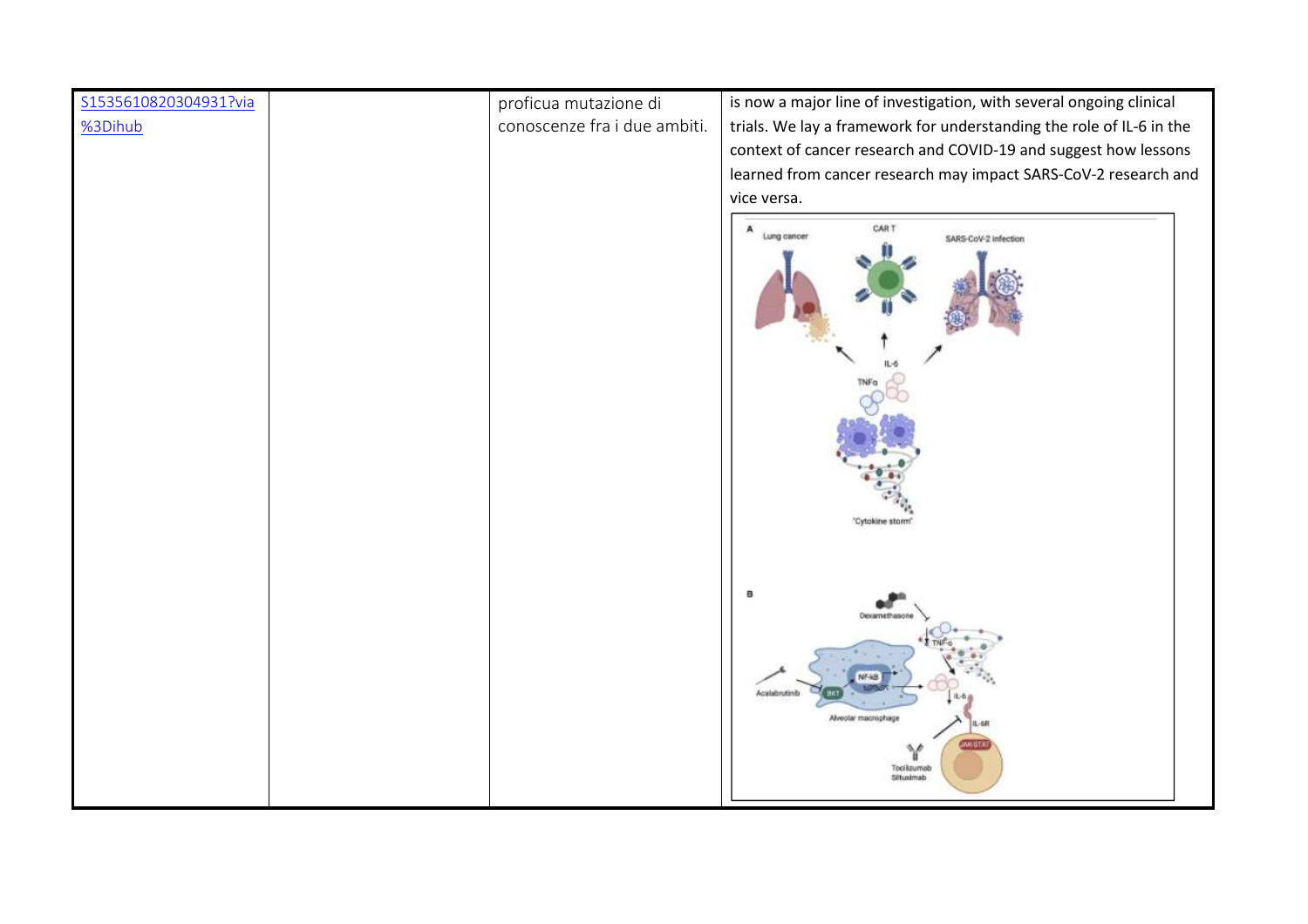| | | | |
|---|---|---|---|
| S1535610820304931?via%3Dihub | | proficua mutazione di conoscenze fra i due ambiti. | is now a major line of investigation, with several ongoing clinical trials. We lay a framework for understanding the role of IL-6 in the context of cancer research and COVID-19 and suggest how lessons learned from cancer research may impact SARS-CoV-2 research and vice versa. |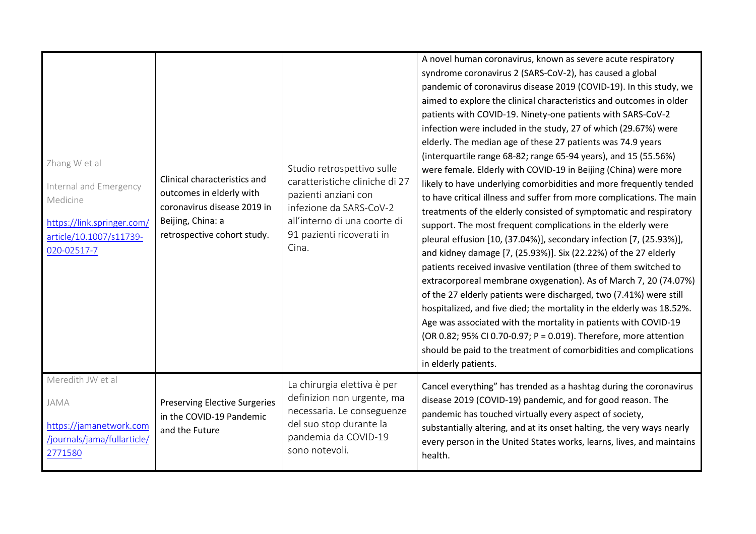| | | | |
|---|---|---|---|
| Zhang W et al<br><br>Internal and Emergency Medicine<br><br>[https://link.springer.com/article/10.1007/s11739-020-02517-7](https://link.springer.com/article/10.1007/s11739-020-02517-7) | Clinical characteristics and outcomes in elderly with coronavirus disease 2019 in Beijing, China: a retrospective cohort study. | Studio retrospettivo sulle caratteristiche cliniche di 27 pazienti anziani con infezione da SARS-CoV-2 all'interno di una coorte di 91 pazienti ricoverati in Cina. | A novel human coronavirus, known as severe acute respiratory syndrome coronavirus 2 (SARS-CoV-2), has caused a global pandemic of coronavirus disease 2019 (COVID-19). In this study, we aimed to explore the clinical characteristics and outcomes in older patients with COVID-19. Ninety-one patients with SARS-CoV-2 infection were included in the study, 27 of which (29.67%) were elderly. The median age of these 27 patients was 74.9 years (interquartile range 68-82; range 65-94 years), and 15 (55.56%) were female. Elderly with COVID-19 in Beijing (China) were more likely to have underlying comorbidities and more frequently tended to have critical illness and suffer from more complications. The main treatments of the elderly consisted of symptomatic and respiratory support. The most frequent complications in the elderly were pleural effusion [10, (37.04%)], secondary infection [7, (25.93%)], and kidney damage [7, (25.93%)]. Six (22.22%) of the 27 elderly patients received invasive ventilation (three of them switched to extracorporeal membrane oxygenation). As of March 7, 20 (74.07%) of the 27 elderly patients were discharged, two (7.41%) were still hospitalized, and five died; the mortality in the elderly was 18.52%. Age was associated with the mortality in patients with COVID-19 (OR 0.82; 95% CI 0.70-0.97; P = 0.019). Therefore, more attention should be paid to the treatment of comorbidities and complications in elderly patients. |
| Meredith JW et al<br><br>JAMA<br><br>[https://jamanetwork.com/journals/jama/fullarticle/2771580](https://jamanetwork.com/journals/jama/fullarticle/2771580) | Preserving Elective Surgeries in the COVID-19 Pandemic and the Future | La chirurgia elettiva è per definizion non urgente, ma necessaria. Le conseguenze del suo stop durante la pandemia da COVID-19 sono notevoli. | Cancel everything" has trended as a hashtag during the coronavirus disease 2019 (COVID-19) pandemic, and for good reason. The pandemic has touched virtually every aspect of society, substantially altering, and at its onset halting, the very ways nearly every person in the United States works, learns, lives, and maintains health. |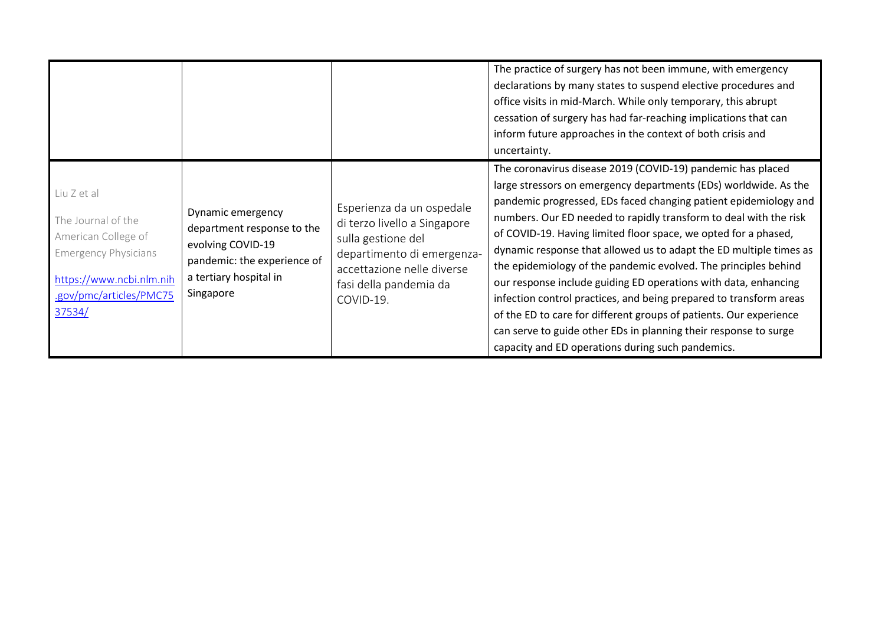| | | | |
|---|---|---|---|
| | | | The practice of surgery has not been immune, with emergency declarations by many states to suspend elective procedures and office visits in mid-March. While only temporary, this abrupt cessation of surgery has had far-reaching implications that can inform future approaches in the context of both crisis and uncertainty. |
| Liu Z et al<br><br>The Journal of the American College of Emergency Physicians<br><br>[https://www.ncbi.nlm.nih.gov/pmc/articles/PMC7537534/](https://www.ncbi.nlm.nih.gov/pmc/articles/PMC7537534/) | Dynamic emergency department response to the evolving COVID-19 pandemic: the experience of a tertiary hospital in Singapore | Esperienza da un ospedale di terzo livello a Singapore sulla gestione del dipartimento di emergenza-accettazione nelle diverse fasi della pandemia da COVID-19. | The coronavirus disease 2019 (COVID-19) pandemic has placed large stressors on emergency departments (EDs) worldwide. As the pandemic progressed, EDs faced changing patient epidemiology and numbers. Our ED needed to rapidly transform to deal with the risk of COVID-19. Having limited floor space, we opted for a phased, dynamic response that allowed us to adapt the ED multiple times as the epidemiology of the pandemic evolved. The principles behind our response include guiding ED operations with data, enhancing infection control practices, and being prepared to transform areas of the ED to care for different groups of patients. Our experience can serve to guide other EDs in planning their response to surge capacity and ED operations during such pandemics. |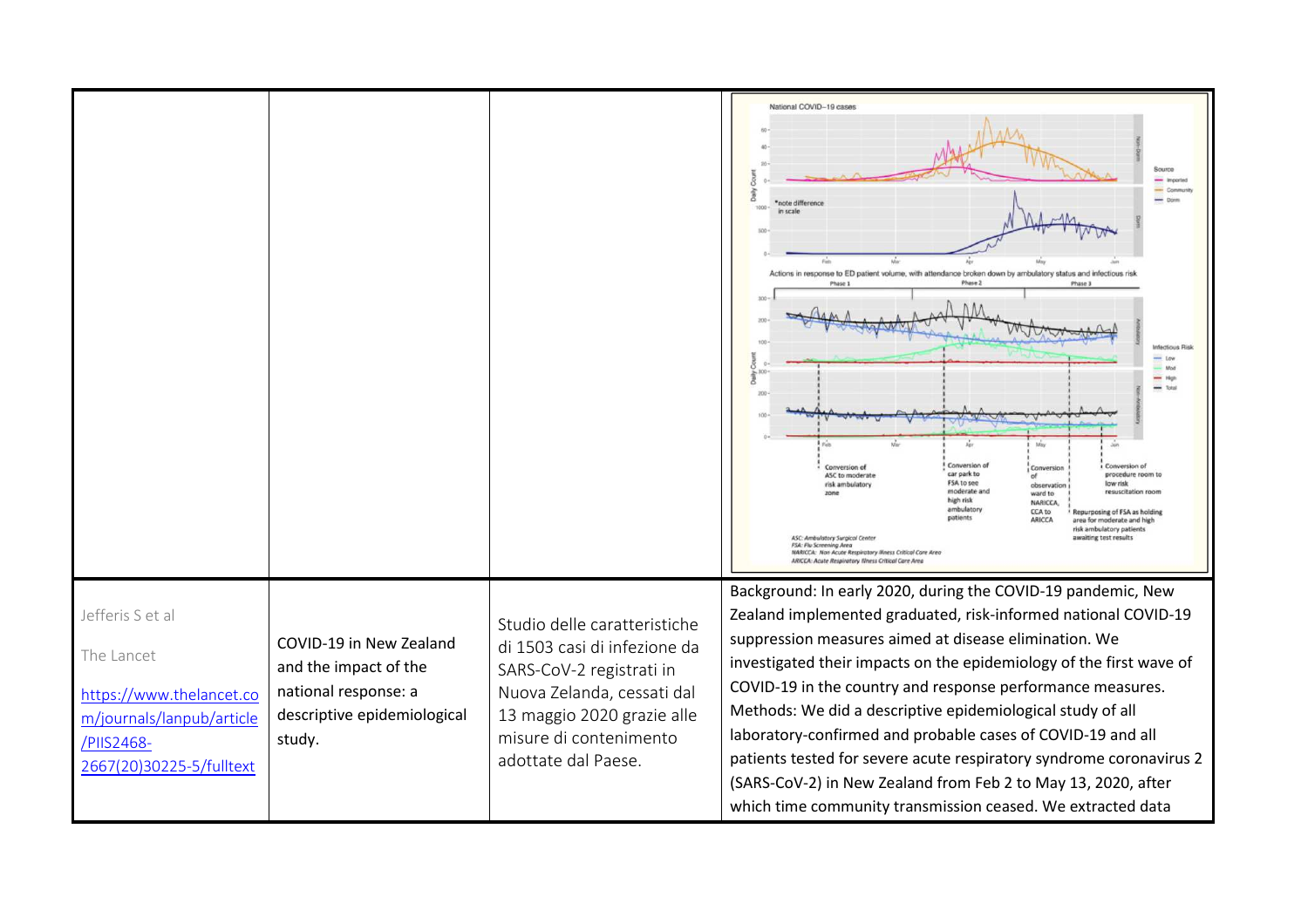| | | | |
|---|---|---|---|
| | | | |
| Jefferis S et al<br><br>The Lancet<br><br>https://www.thelancet.com/journals/lanpub/article/PIIS2468-2667(20)30225-5/fulltext | COVID-19 in New Zealand and the impact of the national response: a descriptive epidemiological study. | Studio delle caratteristiche di 1503 casi di infezione da SARS-CoV-2 registrati in Nuova Zelanda, cessati dal 13 maggio 2020 grazie alle misure di contenimento adottate dal Paese. | Background: In early 2020, during the COVID-19 pandemic, New Zealand implemented graduated, risk-informed national COVID-19 suppression measures aimed at disease elimination. We investigated their impacts on the epidemiology of the first wave of COVID-19 in the country and response performance measures. Methods: We did a descriptive epidemiological study of all laboratory-confirmed and probable cases of COVID-19 and all patients tested for severe acute respiratory syndrome coronavirus 2 (SARS-CoV-2) in New Zealand from Feb 2 to May 13, 2020, after which time community transmission ceased. We extracted data |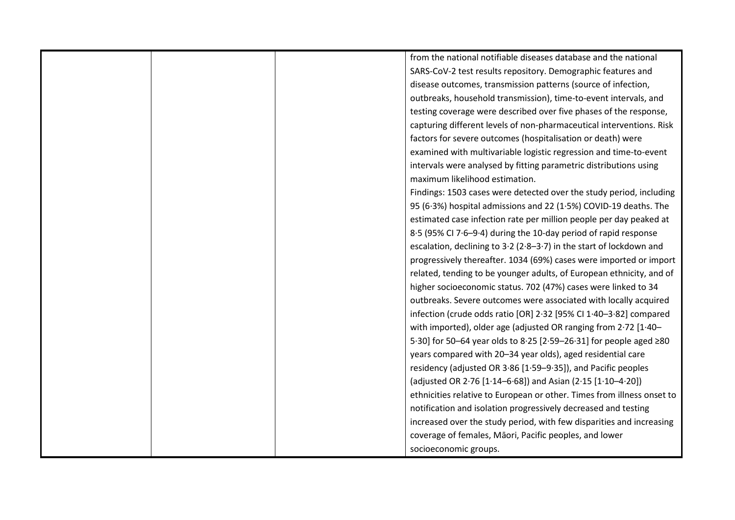|  |  |  | from the national notifiable diseases database and the national SARS-CoV-2 test results repository. Demographic features and disease outcomes, transmission patterns (source of infection, outbreaks, household transmission), time-to-event intervals, and testing coverage were described over five phases of the response, capturing different levels of non-pharmaceutical interventions. Risk factors for severe outcomes (hospitalisation or death) were examined with multivariable logistic regression and time-to-event intervals were analysed by fitting parametric distributions using maximum likelihood estimation.<br>Findings: 1503 cases were detected over the study period, including 95 (6·3%) hospital admissions and 22 (1·5%) COVID-19 deaths. The estimated case infection rate per million people per day peaked at 8·5 (95% CI 7·6–9·4) during the 10-day period of rapid response escalation, declining to 3·2 (2·8–3·7) in the start of lockdown and progressively thereafter. 1034 (69%) cases were imported or import related, tending to be younger adults, of European ethnicity, and of higher socioeconomic status. 702 (47%) cases were linked to 34 outbreaks. Severe outcomes were associated with locally acquired infection (crude odds ratio [OR] 2·32 [95% CI 1·40–3·82] compared with imported), older age (adjusted OR ranging from 2·72 [1·40–5·30] for 50–64 year olds to 8·25 [2·59–26·31] for people aged ≥80 years compared with 20–34 year olds), aged residential care residency (adjusted OR 3·86 [1·59–9·35]), and Pacific peoples (adjusted OR 2·76 [1·14–6·68]) and Asian (2·15 [1·10–4·20]) ethnicities relative to European or other. Times from illness onset to notification and isolation progressively decreased and testing increased over the study period, with few disparities and increasing coverage of females, Māori, Pacific peoples, and lower socioeconomic groups. |
|---|---|---|---|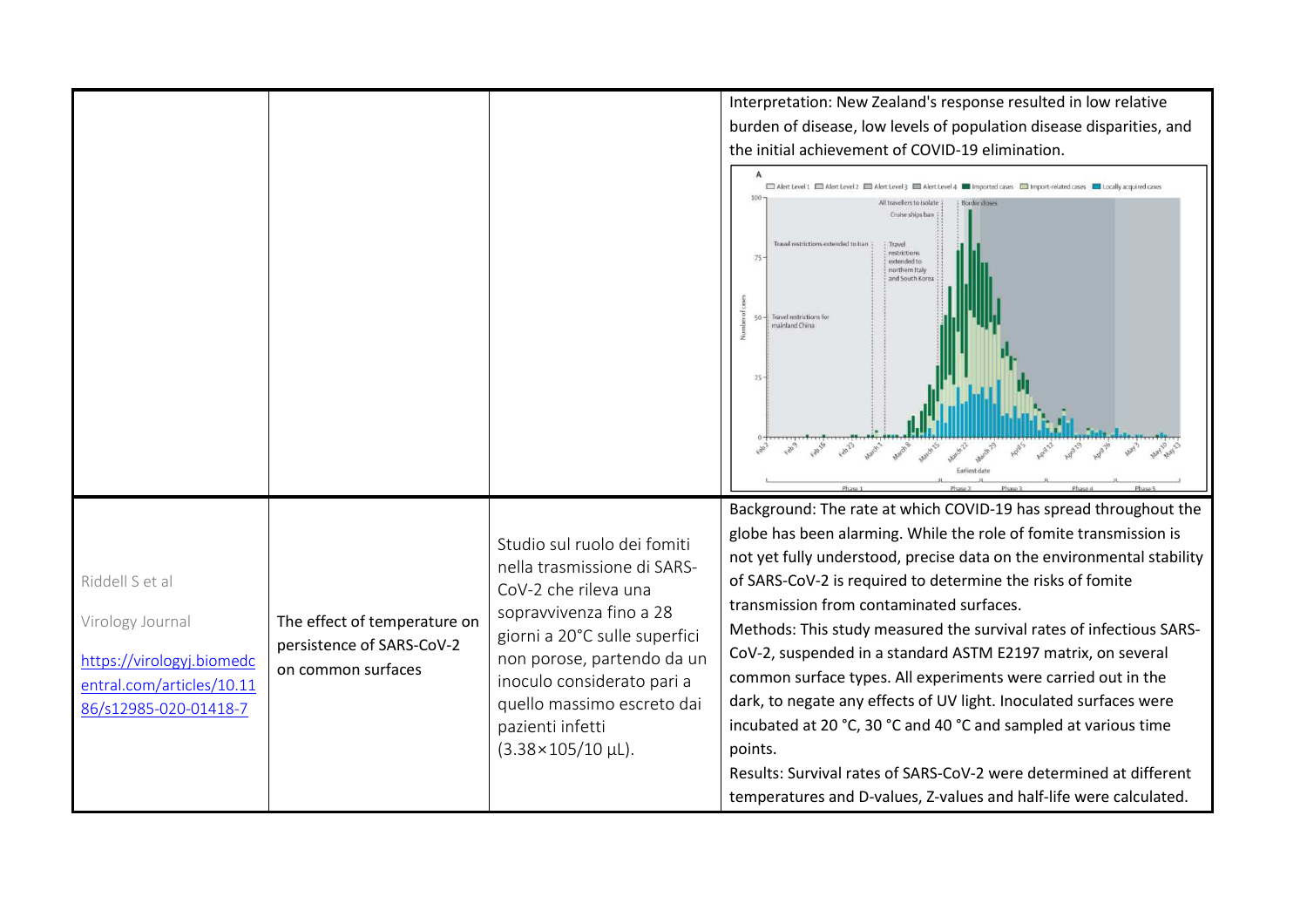| | | | |
|---|---|---|---|
| | | | Interpretation: New Zealand's response resulted in low relative burden of disease, low levels of population disease disparities, and the initial achievement of COVID-19 elimination. |
| Riddell S et al<br><br>Virology Journal<br><br>https://virologyj.biomedcentral.com/articles/10.1186/s12985-020-01418-7 | The effect of temperature on persistence of SARS-CoV-2 on common surfaces | Studio sul ruolo dei fomiti nella trasmissione di SARS-CoV-2 che rileva una sopravvivenza fino a 28 giorni a 20°C sulle superfici non porose, partendo da un inoculo considerato pari a quello massimo escreto dai pazienti infetti (3.38×105/10 µL). | Background: The rate at which COVID-19 has spread throughout the globe has been alarming. While the role of fomite transmission is not yet fully understood, precise data on the environmental stability of SARS-CoV-2 is required to determine the risks of fomite transmission from contaminated surfaces.<br>Methods: This study measured the survival rates of infectious SARS-CoV-2, suspended in a standard ASTM E2197 matrix, on several common surface types. All experiments were carried out in the dark, to negate any effects of UV light. Inoculated surfaces were incubated at 20 °C, 30 °C and 40 °C and sampled at various time points.<br>Results: Survival rates of SARS-CoV-2 were determined at different temperatures and D-values, Z-values and half-life were calculated. |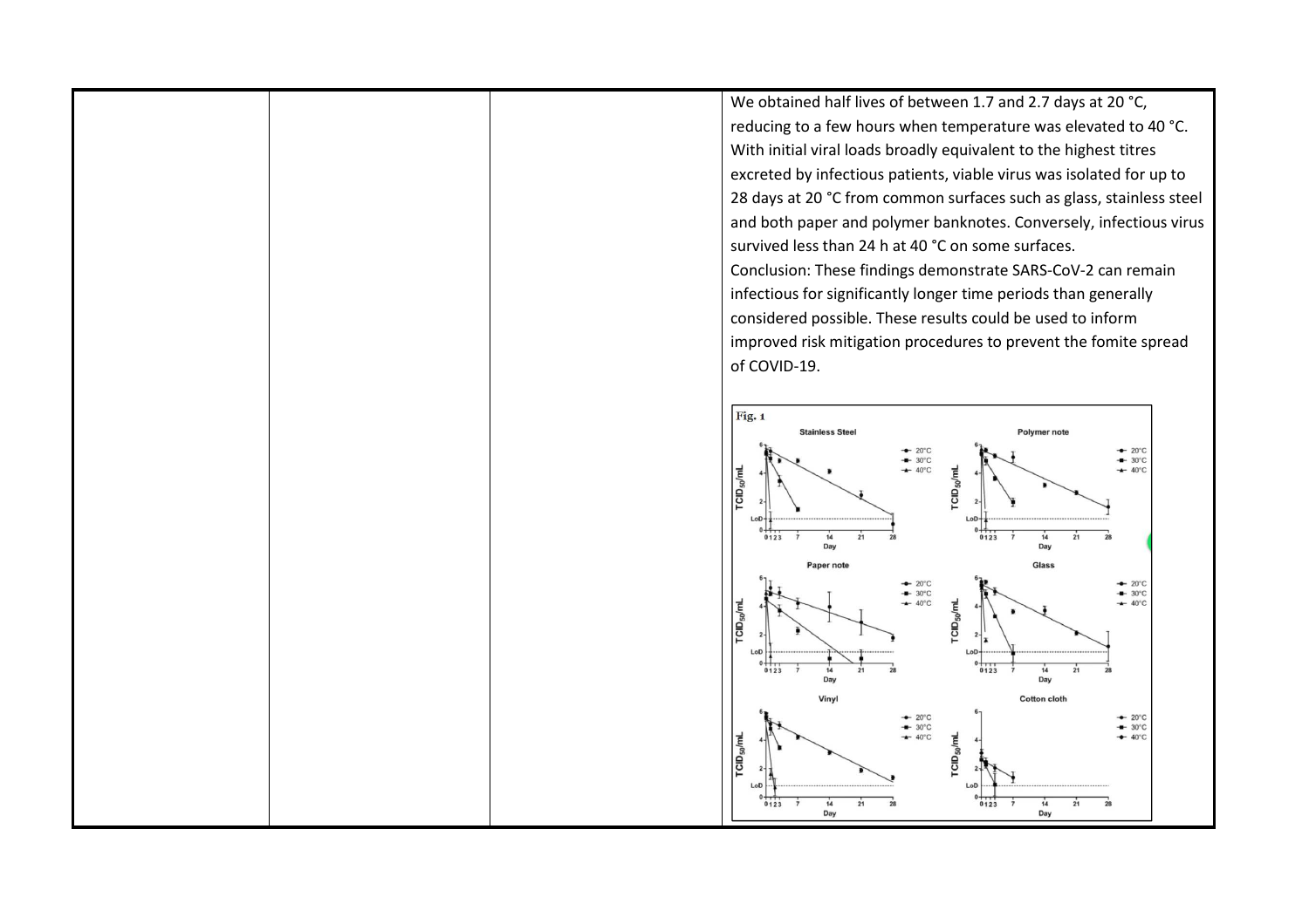| | | | |
|---|---|---|---|
| | | | We obtained half lives of between 1.7 and 2.7 days at 20 °C, reducing to a few hours when temperature was elevated to 40 °C. With initial viral loads broadly equivalent to the highest titres excreted by infectious patients, viable virus was isolated for up to 28 days at 20 °C from common surfaces such as glass, stainless steel and both paper and polymer banknotes. Conversely, infectious virus survived less than 24 h at 40 °C on some surfaces. Conclusion: These findings demonstrate SARS-CoV-2 can remain infectious for significantly longer time periods than generally considered possible. These results could be used to inform improved risk mitigation procedures to prevent the fomite spread of COVID-19. |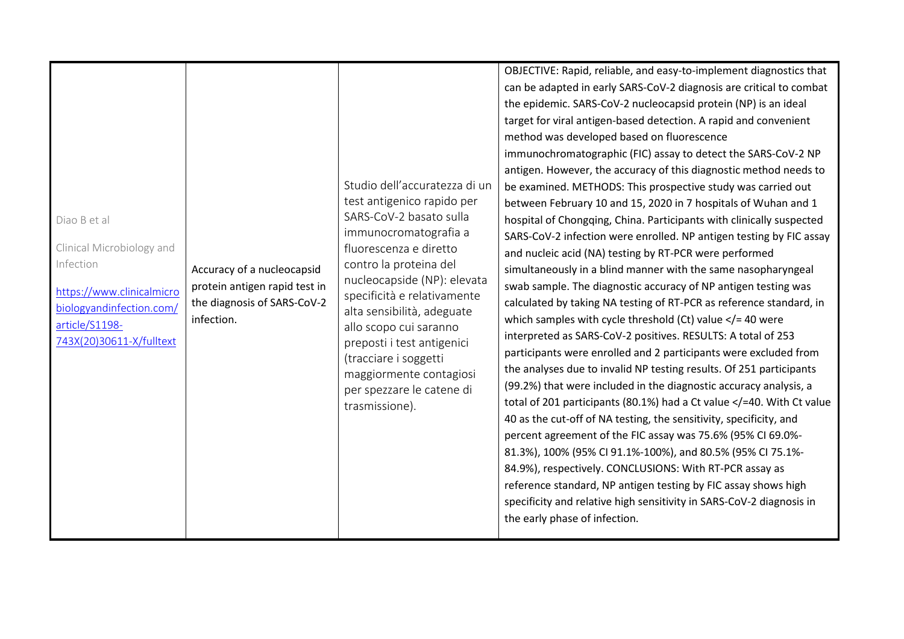| | | | |
|---|---|---|---|
| Diao B et al<br><br>Clinical Microbiology and Infection<br><br>[https://www.clinicalmicrobiologyandinfection.com/article/S1198-743X(20)30611-X/fulltext](https://www.clinicalmicrobiologyandinfection.com/article/S1198-743X(20)30611-X/fulltext) | Accuracy of a nucleocapsid protein antigen rapid test in the diagnosis of SARS-CoV-2 infection. | Studio dell'accuratezza di un test antigenico rapido per SARS-CoV-2 basato sulla immunocromatografia a fluorescenza e diretto contro la proteina del nucleocapside (NP): elevata specificità e relativamente alta sensibilità, adeguate allo scopo cui saranno preposti i test antigenici (tracciare i soggetti maggiormente contagiosi per spezzare le catene di trasmissione). | OBJECTIVE: Rapid, reliable, and easy-to-implement diagnostics that can be adapted in early SARS-CoV-2 diagnosis are critical to combat the epidemic. SARS-CoV-2 nucleocapsid protein (NP) is an ideal target for viral antigen-based detection. A rapid and convenient method was developed based on fluorescence immunochromatographic (FIC) assay to detect the SARS-CoV-2 NP antigen. However, the accuracy of this diagnostic method needs to be examined. METHODS: This prospective study was carried out between February 10 and 15, 2020 in 7 hospitals of Wuhan and 1 hospital of Chongqing, China. Participants with clinically suspected SARS-CoV-2 infection were enrolled. NP antigen testing by FIC assay and nucleic acid (NA) testing by RT-PCR were performed simultaneously in a blind manner with the same nasopharyngeal swab sample. The diagnostic accuracy of NP antigen testing was calculated by taking NA testing of RT-PCR as reference standard, in which samples with cycle threshold (Ct) value </= 40 were interpreted as SARS-CoV-2 positives. RESULTS: A total of 253 participants were enrolled and 2 participants were excluded from the analyses due to invalid NP testing results. Of 251 participants (99.2%) that were included in the diagnostic accuracy analysis, a total of 201 participants (80.1%) had a Ct value </=40. With Ct value 40 as the cut-off of NA testing, the sensitivity, specificity, and percent agreement of the FIC assay was 75.6% (95% CI 69.0%-81.3%), 100% (95% CI 91.1%-100%), and 80.5% (95% CI 75.1%-84.9%), respectively. CONCLUSIONS: With RT-PCR assay as reference standard, NP antigen testing by FIC assay shows high specificity and relative high sensitivity in SARS-CoV-2 diagnosis in the early phase of infection. |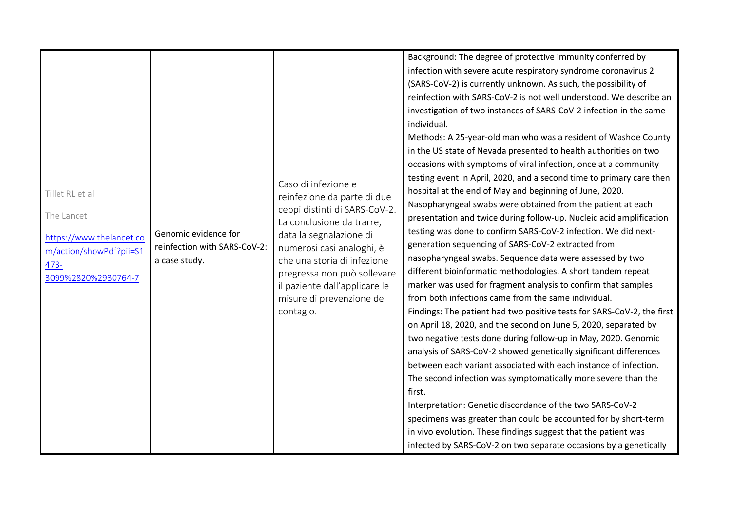| | | | |
|---|---|---|---|
| Tillet RL et al<br><br>The Lancet<br><br>[https://www.thelancet.com/action/showPdf?pii=S1473-3099%2820%2930764-7](https://www.thelancet.com/action/showPdf?pii=S1473-3099%2820%2930764-7) | Genomic evidence for reinfection with SARS-CoV-2: a case study. | Caso di infezione e reinfezione da parte di due ceppi distinti di SARS-CoV-2. La conclusione da trarre, data la segnalazione di numerosi casi analoghi, è che una storia di infezione pregressa non può sollevare il paziente dall'applicare le misure di prevenzione del contagio. | Background: The degree of protective immunity conferred by infection with severe acute respiratory syndrome coronavirus 2 (SARS-CoV-2) is currently unknown. As such, the possibility of reinfection with SARS-CoV-2 is not well understood. We describe an investigation of two instances of SARS-CoV-2 infection in the same individual.<br>Methods: A 25-year-old man who was a resident of Washoe County in the US state of Nevada presented to health authorities on two occasions with symptoms of viral infection, once at a community testing event in April, 2020, and a second time to primary care then hospital at the end of May and beginning of June, 2020. Nasopharyngeal swabs were obtained from the patient at each presentation and twice during follow-up. Nucleic acid amplification testing was done to confirm SARS-CoV-2 infection. We did next-generation sequencing of SARS-CoV-2 extracted from nasopharyngeal swabs. Sequence data were assessed by two different bioinformatic methodologies. A short tandem repeat marker was used for fragment analysis to confirm that samples from both infections came from the same individual.<br>Findings: The patient had two positive tests for SARS-CoV-2, the first on April 18, 2020, and the second on June 5, 2020, separated by two negative tests done during follow-up in May, 2020. Genomic analysis of SARS-CoV-2 showed genetically significant differences between each variant associated with each instance of infection. The second infection was symptomatically more severe than the first.<br>Interpretation: Genetic discordance of the two SARS-CoV-2 specimens was greater than could be accounted for by short-term in vivo evolution. These findings suggest that the patient was infected by SARS-CoV-2 on two separate occasions by a genetically |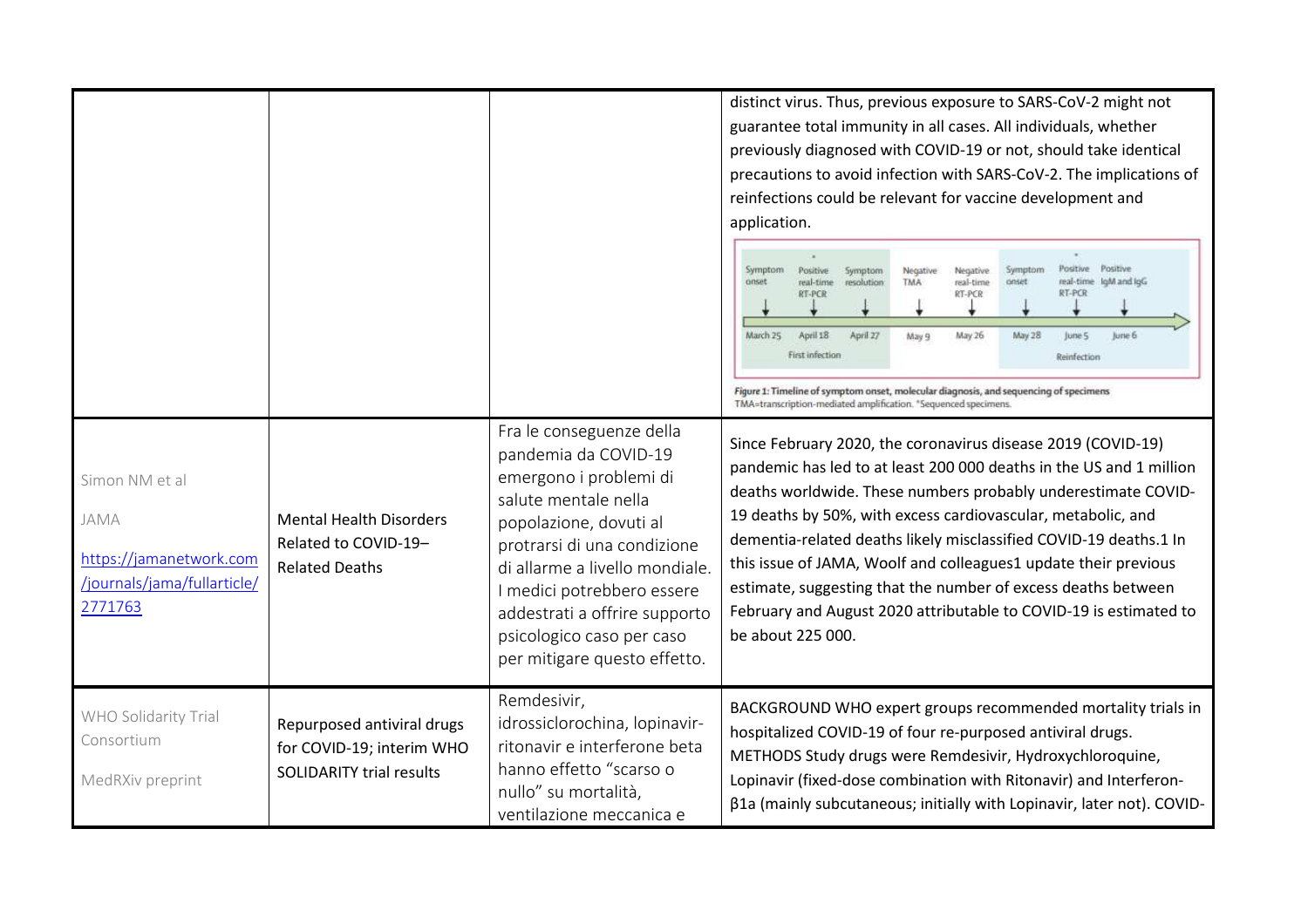| | | | |
|---|---|---|---|
| | | | distinct virus. Thus, previous exposure to SARS-CoV-2 might not guarantee total immunity in all cases. All individuals, whether previously diagnosed with COVID-19 or not, should take identical precautions to avoid infection with SARS-CoV-2. The implications of reinfections could be relevant for vaccine development and application.<br>Symptom onset — March 25; Positive real-time RT-PCR* — April 18; Symptom resolution — April 27; Negative TMA — May 9; Negative real-time RT-PCR — May 26 (First infection); Symptom onset — May 28; Positive real-time RT-PCR* — June 5; Positive IgM and IgG — June 6 (Reinfection)<br>*Figure 1: Timeline of symptom onset, molecular diagnosis, and sequencing of specimens*<br>TMA=transcription-mediated amplification. *Sequenced specimens. |
| Simon NM et al<br>JAMA<br>[https://jamanetwork.com/journals/jama/fullarticle/2771763](https://jamanetwork.com/journals/jama/fullarticle/2771763) | Mental Health Disorders Related to COVID-19–Related Deaths | Fra le conseguenze della pandemia da COVID-19 emergono i problemi di salute mentale nella popolazione, dovuti al protrarsi di una condizione di allarme a livello mondiale. I medici potrebbero essere addestrati a offrire supporto psicologico caso per caso per mitigare questo effetto. | Since February 2020, the coronavirus disease 2019 (COVID-19) pandemic has led to at least 200 000 deaths in the US and 1 million deaths worldwide. These numbers probably underestimate COVID-19 deaths by 50%, with excess cardiovascular, metabolic, and dementia-related deaths likely misclassified COVID-19 deaths.1 In this issue of JAMA, Woolf and colleagues1 update their previous estimate, suggesting that the number of excess deaths between February and August 2020 attributable to COVID-19 is estimated to be about 225 000. |
| WHO Solidarity Trial Consortium<br>MedRXiv preprint | Repurposed antiviral drugs for COVID-19; interim WHO SOLIDARITY trial results | Remdesivir, idrossiclorochina, lopinavir-ritonavir e interferone beta hanno effetto "scarso o nullo" su mortalità, ventilazione meccanica e | BACKGROUND WHO expert groups recommended mortality trials in hospitalized COVID-19 of four re-purposed antiviral drugs. METHODS Study drugs were Remdesivir, Hydroxychloroquine, Lopinavir (fixed-dose combination with Ritonavir) and Interferon-β1a (mainly subcutaneous; initially with Lopinavir, later not). COVID- |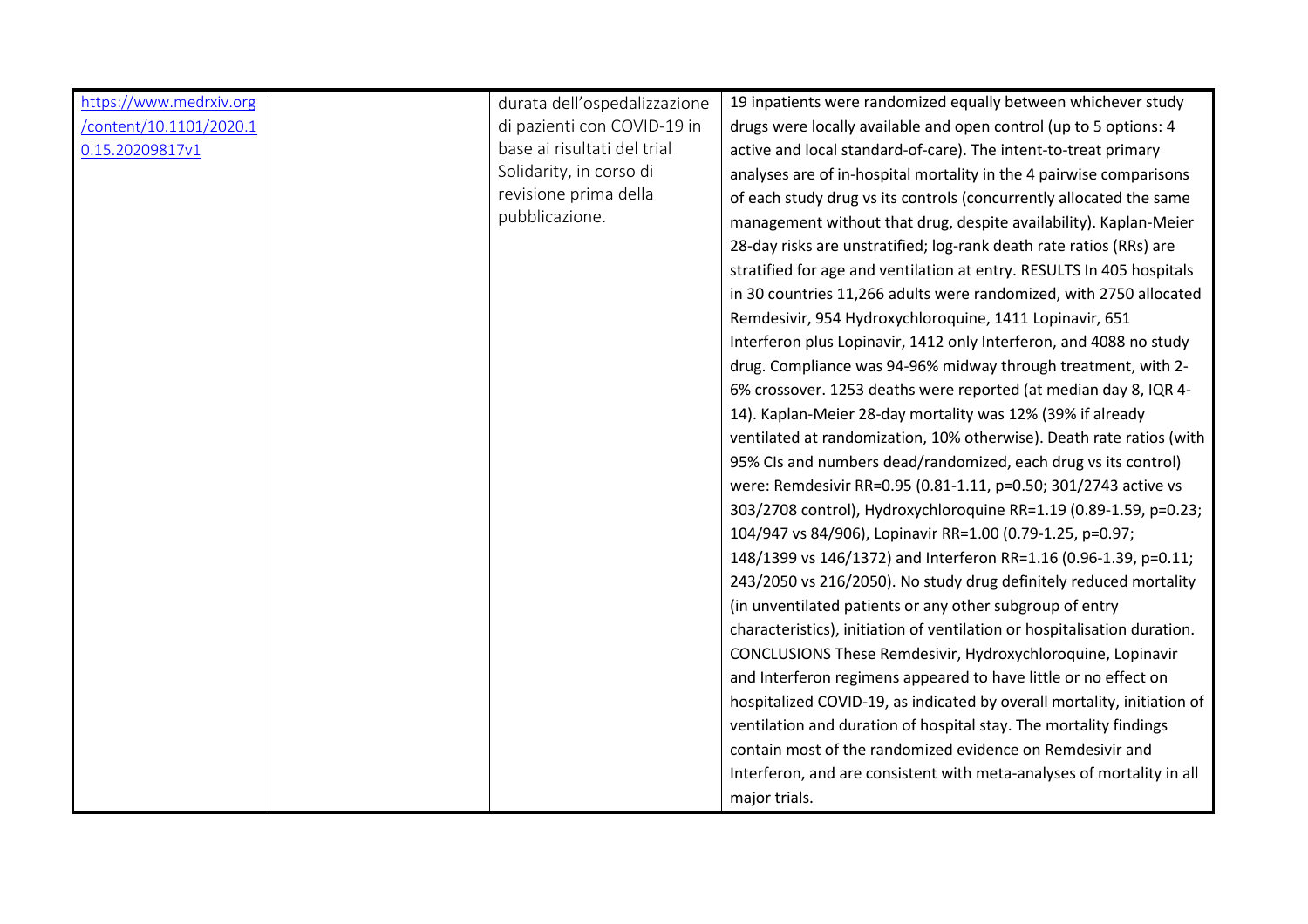| | | | |
|---|---|---|---|
| https://www.medrxiv.org/content/10.1101/2020.10.15.20209817v1 | | durata dell'ospedalizzazione di pazienti con COVID-19 in base ai risultati del trial Solidarity, in corso di revisione prima della pubblicazione. | 19 inpatients were randomized equally between whichever study drugs were locally available and open control (up to 5 options: 4 active and local standard-of-care). The intent-to-treat primary analyses are of in-hospital mortality in the 4 pairwise comparisons of each study drug vs its controls (concurrently allocated the same management without that drug, despite availability). Kaplan-Meier 28-day risks are unstratified; log-rank death rate ratios (RRs) are stratified for age and ventilation at entry. RESULTS In 405 hospitals in 30 countries 11,266 adults were randomized, with 2750 allocated Remdesivir, 954 Hydroxychloroquine, 1411 Lopinavir, 651 Interferon plus Lopinavir, 1412 only Interferon, and 4088 no study drug. Compliance was 94-96% midway through treatment, with 2-6% crossover. 1253 deaths were reported (at median day 8, IQR 4-14). Kaplan-Meier 28-day mortality was 12% (39% if already ventilated at randomization, 10% otherwise). Death rate ratios (with 95% CIs and numbers dead/randomized, each drug vs its control) were: Remdesivir RR=0.95 (0.81-1.11, p=0.50; 301/2743 active vs 303/2708 control), Hydroxychloroquine RR=1.19 (0.89-1.59, p=0.23; 104/947 vs 84/906), Lopinavir RR=1.00 (0.79-1.25, p=0.97; 148/1399 vs 146/1372) and Interferon RR=1.16 (0.96-1.39, p=0.11; 243/2050 vs 216/2050). No study drug definitely reduced mortality (in unventilated patients or any other subgroup of entry characteristics), initiation of ventilation or hospitalisation duration. CONCLUSIONS These Remdesivir, Hydroxychloroquine, Lopinavir and Interferon regimens appeared to have little or no effect on hospitalized COVID-19, as indicated by overall mortality, initiation of ventilation and duration of hospital stay. The mortality findings contain most of the randomized evidence on Remdesivir and Interferon, and are consistent with meta-analyses of mortality in all major trials. |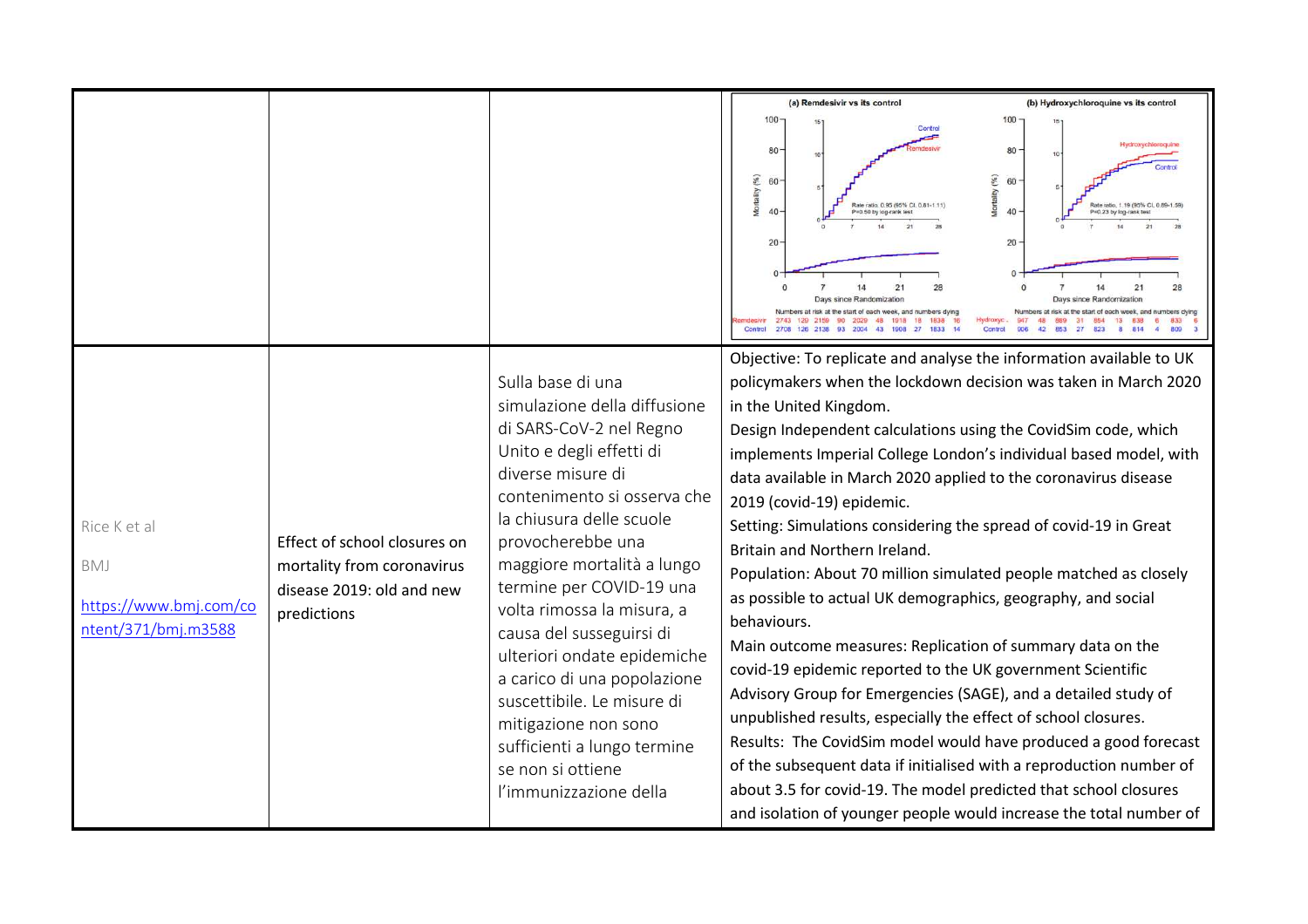| | | | |
|---|---|---|---|
| | | | |
| Rice K et al<br><br>BMJ<br><br>[https://www.bmj.com/content/371/bmj.m3588](https://www.bmj.com/content/371/bmj.m3588) | Effect of school closures on mortality from coronavirus disease 2019: old and new predictions | Sulla base di una simulazione della diffusione di SARS-CoV-2 nel Regno Unito e degli effetti di diverse misure di contenimento si osserva che la chiusura delle scuole provocherebbe una maggiore mortalità a lungo termine per COVID-19 una volta rimossa la misura, a causa del susseguirsi di ulteriori ondate epidemiche a carico di una popolazione suscettibile. Le misure di mitigazione non sono sufficienti a lungo termine se non si ottiene l'immunizzazione della | Objective: To replicate and analyse the information available to UK policymakers when the lockdown decision was taken in March 2020 in the United Kingdom.<br>Design Independent calculations using the CovidSim code, which implements Imperial College London's individual based model, with data available in March 2020 applied to the coronavirus disease 2019 (covid-19) epidemic.<br>Setting: Simulations considering the spread of covid-19 in Great Britain and Northern Ireland.<br>Population: About 70 million simulated people matched as closely as possible to actual UK demographics, geography, and social behaviours.<br>Main outcome measures: Replication of summary data on the covid-19 epidemic reported to the UK government Scientific Advisory Group for Emergencies (SAGE), and a detailed study of unpublished results, especially the effect of school closures.<br>Results: The CovidSim model would have produced a good forecast of the subsequent data if initialised with a reproduction number of about 3.5 for covid-19. The model predicted that school closures and isolation of younger people would increase the total number of |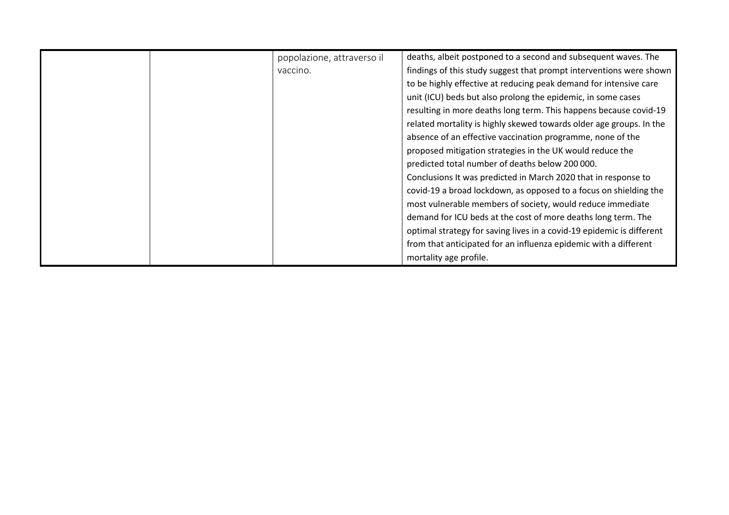|  |  | popolazione, attraverso il vaccino. | deaths, albeit postponed to a second and subsequent waves. The findings of this study suggest that prompt interventions were shown to be highly effective at reducing peak demand for intensive care unit (ICU) beds but also prolong the epidemic, in some cases resulting in more deaths long term. This happens because covid-19 related mortality is highly skewed towards older age groups. In the absence of an effective vaccination programme, none of the proposed mitigation strategies in the UK would reduce the predicted total number of deaths below 200 000.<br>Conclusions It was predicted in March 2020 that in response to covid-19 a broad lockdown, as opposed to a focus on shielding the most vulnerable members of society, would reduce immediate demand for ICU beds at the cost of more deaths long term. The optimal strategy for saving lives in a covid-19 epidemic is different from that anticipated for an influenza epidemic with a different mortality age profile. |
|---|---|---|---|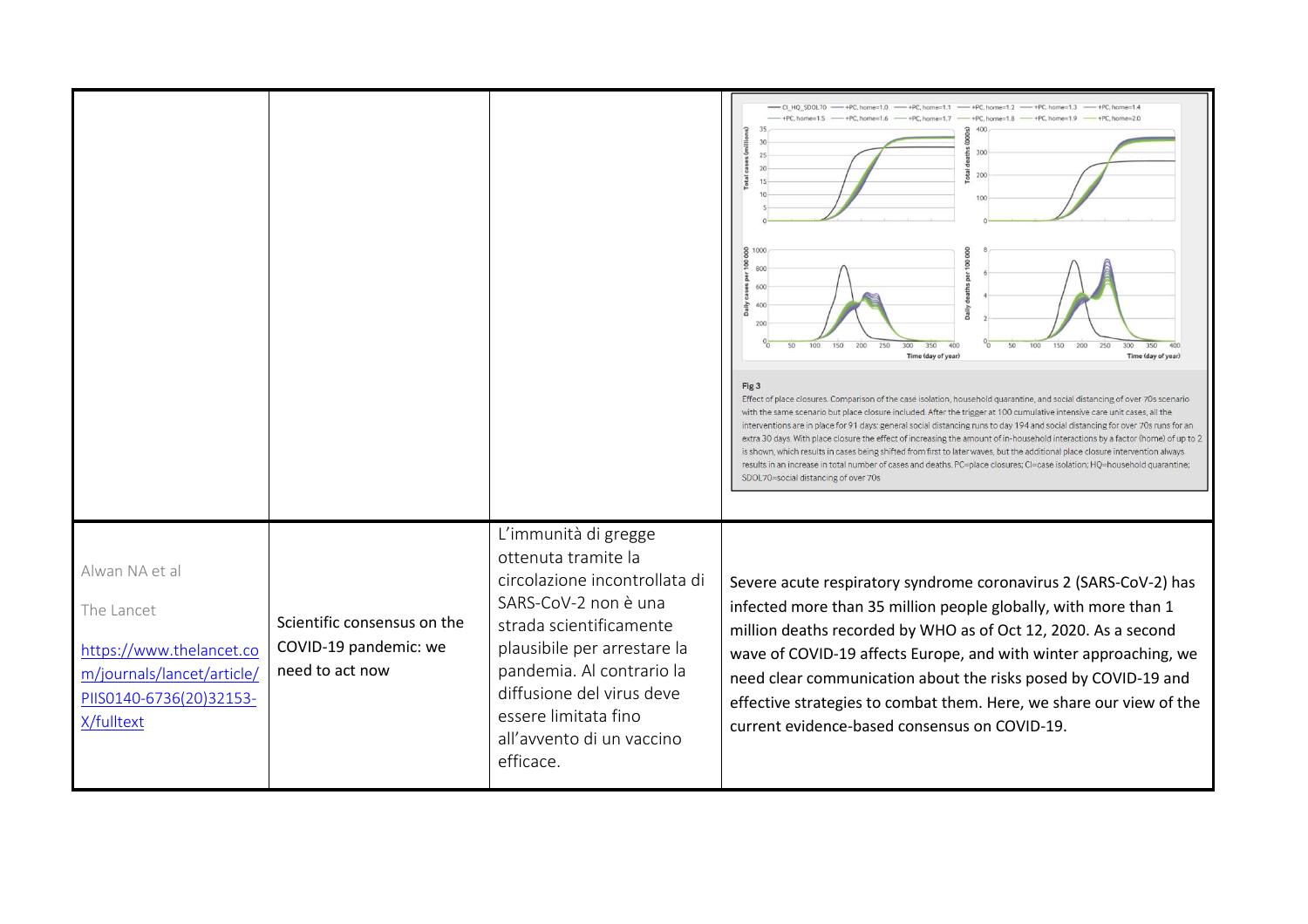| | | | |
|---|---|---|---|
| | | | Fig 3<br>Effect of place closures. Comparison of the case isolation, household quarantine, and social distancing of over 70s scenario with the same scenario but place closure included. After the trigger at 100 cumulative intensive care unit cases, all the interventions are in place for 91 days: general social distancing runs to day 194 and social distancing for over 70s runs for an extra 30 days. With place closure the effect of increasing the amount of in-household interactions by a factor (home) of up to 2 is shown, which results in cases being shifted from first to later waves, but the additional place closure intervention always results in an increase in total number of cases and deaths. PC=place closures; CI=case isolation; HQ=household quarantine; SDOL70=social distancing of over 70s |
| Alwan NA et al<br><br>The Lancet<br><br>[https://www.thelancet.com/journals/lancet/article/PIIS0140-6736(20)32153-X/fulltext](https://www.thelancet.com/journals/lancet/article/PIIS0140-6736(20)32153-X/fulltext) | Scientific consensus on the COVID-19 pandemic: we need to act now | L'immunità di gregge ottenuta tramite la circolazione incontrollata di SARS-CoV-2 non è una strada scientificamente plausibile per arrestare la pandemia. Al contrario la diffusione del virus deve essere limitata fino all'avvento di un vaccino efficace. | Severe acute respiratory syndrome coronavirus 2 (SARS-CoV-2) has infected more than 35 million people globally, with more than 1 million deaths recorded by WHO as of Oct 12, 2020. As a second wave of COVID-19 affects Europe, and with winter approaching, we need clear communication about the risks posed by COVID-19 and effective strategies to combat them. Here, we share our view of the current evidence-based consensus on COVID-19. |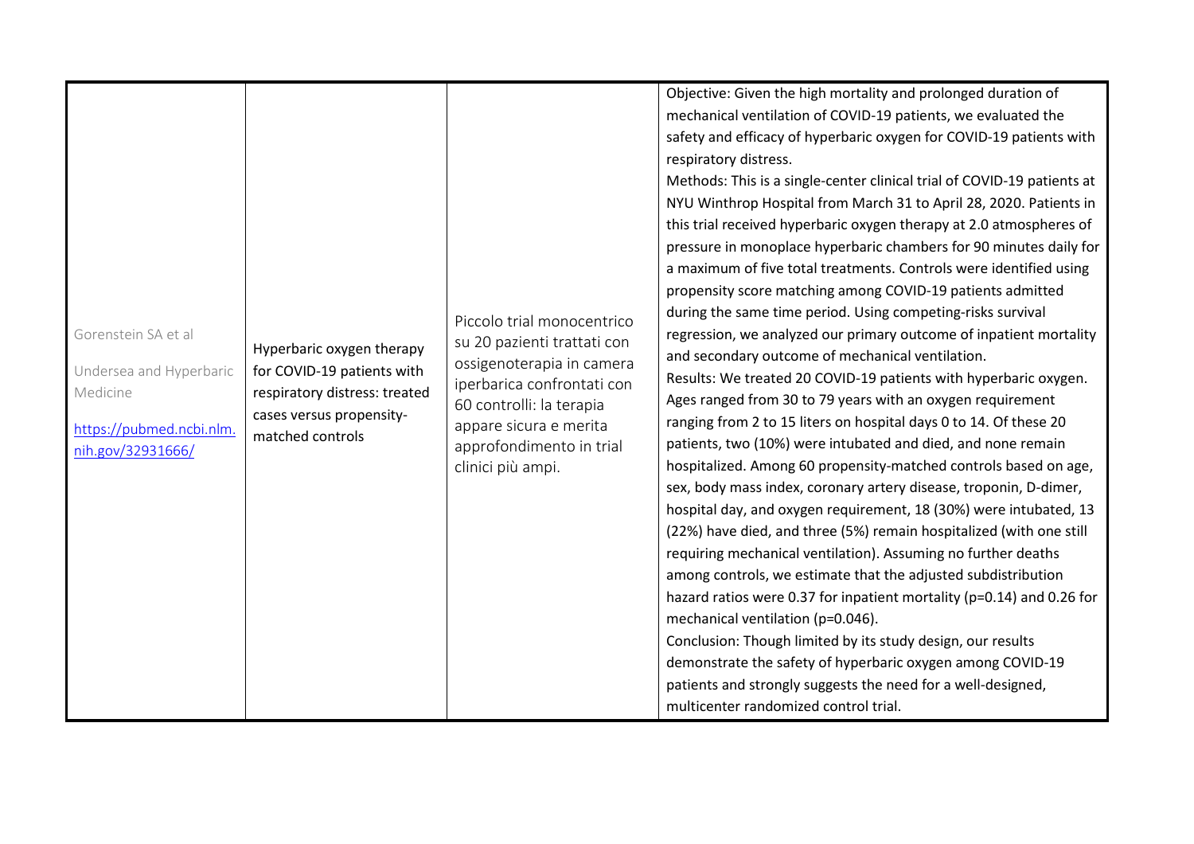| | | | |
|---|---|---|---|
| Gorenstein SA et al<br><br>Undersea and Hyperbaric Medicine<br><br>[https://pubmed.ncbi.nlm.nih.gov/32931666/](https://pubmed.ncbi.nlm.nih.gov/32931666/) | Hyperbaric oxygen therapy for COVID-19 patients with respiratory distress: treated cases versus propensity-matched controls | Piccolo trial monocentrico su 20 pazienti trattati con ossigenoterapia in camera iperbarica confrontati con 60 controlli: la terapia appare sicura e merita approfondimento in trial clinici più ampi. | Objective: Given the high mortality and prolonged duration of mechanical ventilation of COVID-19 patients, we evaluated the safety and efficacy of hyperbaric oxygen for COVID-19 patients with respiratory distress.<br>Methods: This is a single-center clinical trial of COVID-19 patients at NYU Winthrop Hospital from March 31 to April 28, 2020. Patients in this trial received hyperbaric oxygen therapy at 2.0 atmospheres of pressure in monoplace hyperbaric chambers for 90 minutes daily for a maximum of five total treatments. Controls were identified using propensity score matching among COVID-19 patients admitted during the same time period. Using competing-risks survival regression, we analyzed our primary outcome of inpatient mortality and secondary outcome of mechanical ventilation.<br>Results: We treated 20 COVID-19 patients with hyperbaric oxygen. Ages ranged from 30 to 79 years with an oxygen requirement ranging from 2 to 15 liters on hospital days 0 to 14. Of these 20 patients, two (10%) were intubated and died, and none remain hospitalized. Among 60 propensity-matched controls based on age, sex, body mass index, coronary artery disease, troponin, D-dimer, hospital day, and oxygen requirement, 18 (30%) were intubated, 13 (22%) have died, and three (5%) remain hospitalized (with one still requiring mechanical ventilation). Assuming no further deaths among controls, we estimate that the adjusted subdistribution hazard ratios were 0.37 for inpatient mortality ($p=0.14$) and 0.26 for mechanical ventilation ($p=0.046$).<br>Conclusion: Though limited by its study design, our results demonstrate the safety of hyperbaric oxygen among COVID-19 patients and strongly suggests the need for a well-designed, multicenter randomized control trial. |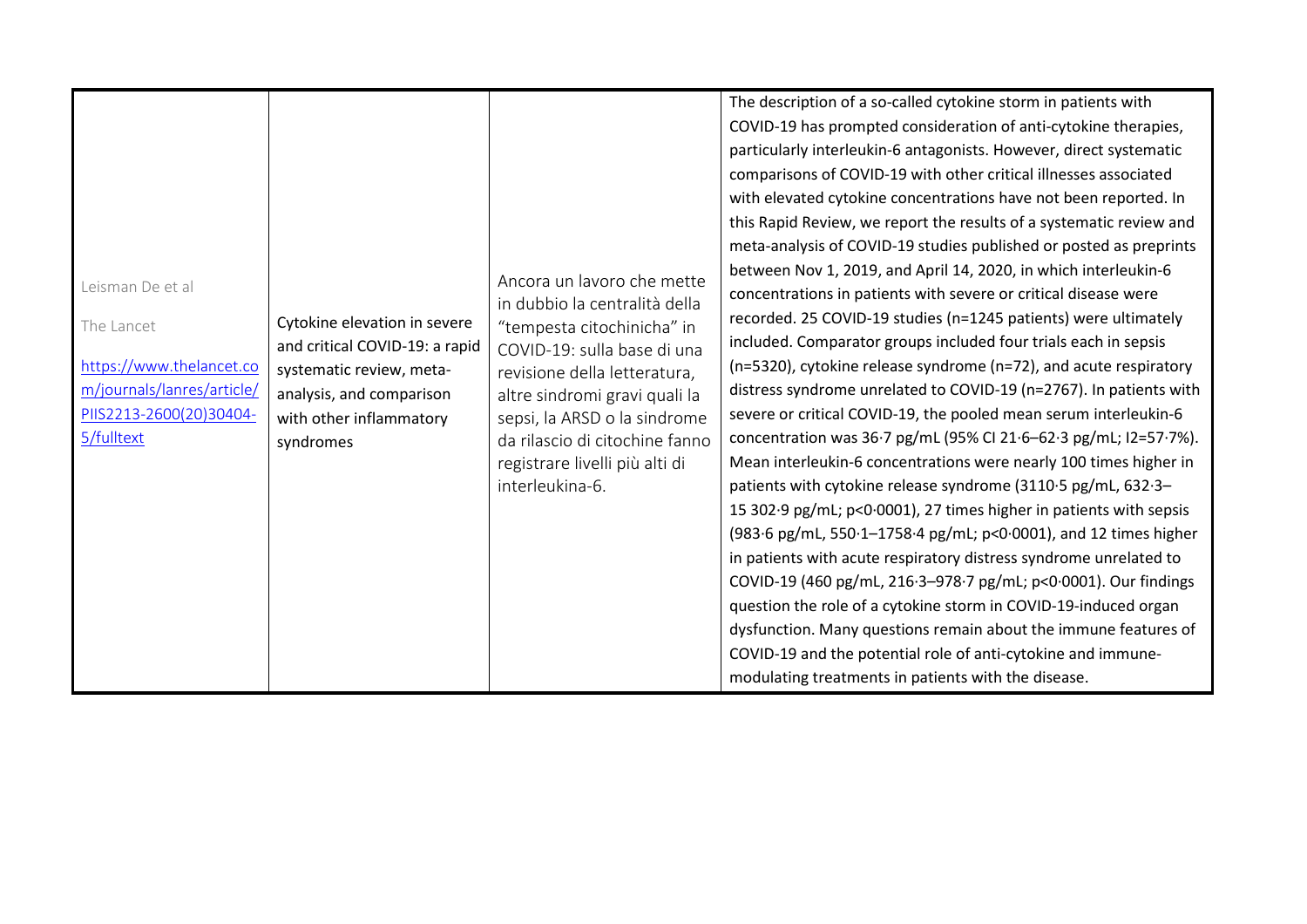| | | | |
|---|---|---|---|
| Leisman De et al<br><br>The Lancet<br><br>[https://www.thelancet.com/journals/lanres/article/PIIS2213-2600(20)30404-5/fulltext](https://www.thelancet.com/journals/lanres/article/PIIS2213-2600(20)30404-5/fulltext) | Cytokine elevation in severe and critical COVID-19: a rapid systematic review, meta-analysis, and comparison with other inflammatory syndromes | Ancora un lavoro che mette in dubbio la centralità della "tempesta citochinicha" in COVID-19: sulla base di una revisione della letteratura, altre sindromi gravi quali la sepsi, la ARSD o la sindrome da rilascio di citochine fanno registrare livelli più alti di interleukina-6. | The description of a so-called cytokine storm in patients with COVID-19 has prompted consideration of anti-cytokine therapies, particularly interleukin-6 antagonists. However, direct systematic comparisons of COVID-19 with other critical illnesses associated with elevated cytokine concentrations have not been reported. In this Rapid Review, we report the results of a systematic review and meta-analysis of COVID-19 studies published or posted as preprints between Nov 1, 2019, and April 14, 2020, in which interleukin-6 concentrations in patients with severe or critical disease were recorded. 25 COVID-19 studies (n=1245 patients) were ultimately included. Comparator groups included four trials each in sepsis (n=5320), cytokine release syndrome (n=72), and acute respiratory distress syndrome unrelated to COVID-19 (n=2767). In patients with severe or critical COVID-19, the pooled mean serum interleukin-6 concentration was 36·7 pg/mL (95% CI 21·6–62·3 pg/mL; I2=57·7%). Mean interleukin-6 concentrations were nearly 100 times higher in patients with cytokine release syndrome (3110·5 pg/mL, 632·3–15 302·9 pg/mL; p<0·0001), 27 times higher in patients with sepsis (983·6 pg/mL, 550·1–1758·4 pg/mL; p<0·0001), and 12 times higher in patients with acute respiratory distress syndrome unrelated to COVID-19 (460 pg/mL, 216·3–978·7 pg/mL; p<0·0001). Our findings question the role of a cytokine storm in COVID-19-induced organ dysfunction. Many questions remain about the immune features of COVID-19 and the potential role of anti-cytokine and immune-modulating treatments in patients with the disease. |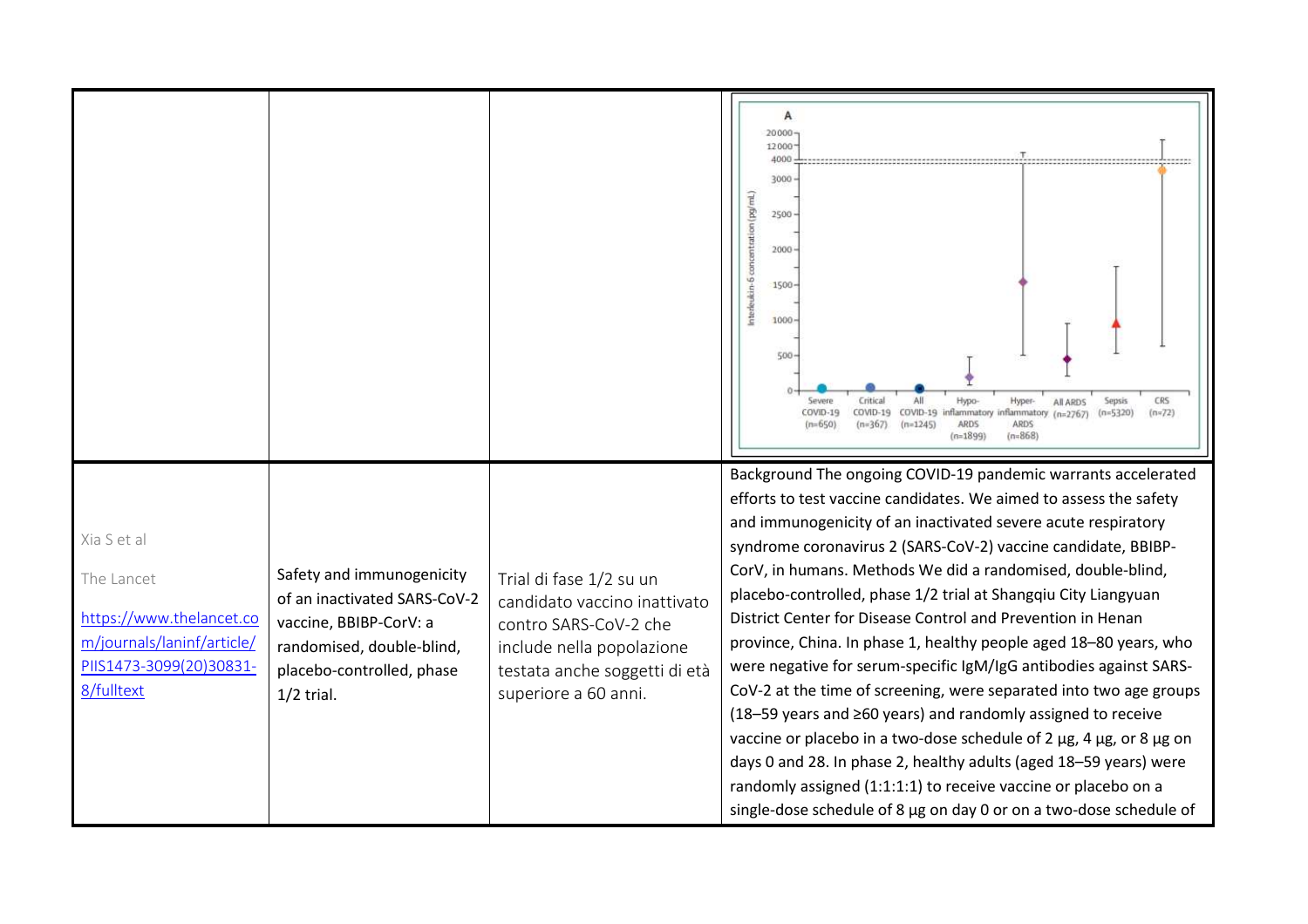| | | | |
|---|---|---|---|
| | | | |
| Xia S et al<br><br>The Lancet<br><br>[https://www.thelancet.com/journals/laninf/article/PIIS1473-3099(20)30831-8/fulltext](https://www.thelancet.com/journals/laninf/article/PIIS1473-3099(20)30831-8/fulltext) | Safety and immunogenicity of an inactivated SARS-CoV-2 vaccine, BBIBP-CorV: a randomised, double-blind, placebo-controlled, phase 1/2 trial. | Trial di fase 1/2 su un candidato vaccino inattivato contro SARS-CoV-2 che include nella popolazione testata anche soggetti di età superiore a 60 anni. | Background The ongoing COVID-19 pandemic warrants accelerated efforts to test vaccine candidates. We aimed to assess the safety and immunogenicity of an inactivated severe acute respiratory syndrome coronavirus 2 (SARS-CoV-2) vaccine candidate, BBIBP-CorV, in humans. Methods We did a randomised, double-blind, placebo-controlled, phase 1/2 trial at Shangqiu City Liangyuan District Center for Disease Control and Prevention in Henan province, China. In phase 1, healthy people aged 18–59 years, who were negative for serum-specific IgM/IgG antibodies against SARS-CoV-2 at the time of screening, were separated into two age groups (18–59 years and ≥60 years) and randomly assigned to receive vaccine or placebo in a two-dose schedule of 2 μg, 4 μg, or 8 μg on days 0 and 28. In phase 2, healthy adults (aged 18–59 years) were randomly assigned (1:1:1:1) to receive vaccine or placebo on a single-dose schedule of 8 μg on day 0 or on a two-dose schedule of |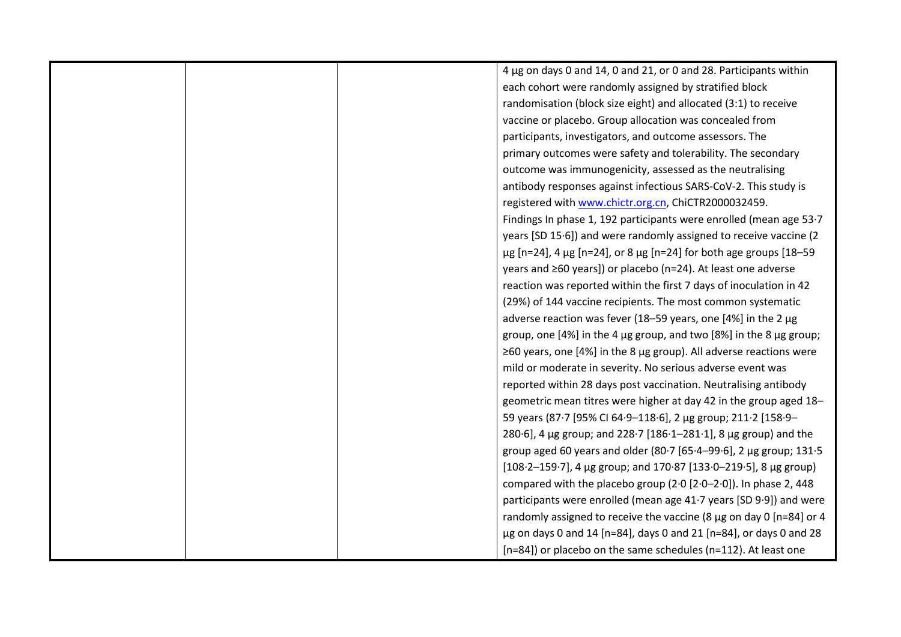| | | | |
|---|---|---|---|
| | | | 4 µg on days 0 and 14, 0 and 21, or 0 and 28. Participants within each cohort were randomly assigned by stratified block randomisation (block size eight) and allocated (3:1) to receive vaccine or placebo. Group allocation was concealed from participants, investigators, and outcome assessors. The primary outcomes were safety and tolerability. The secondary outcome was immunogenicity, assessed as the neutralising antibody responses against infectious SARS-CoV-2. This study is registered with www.chictr.org.cn, ChiCTR2000032459. Findings In phase 1, 192 participants were enrolled (mean age 53·7 years [SD 15·6]) and were randomly assigned to receive vaccine (2 µg [n=24], 4 µg [n=24], or 8 µg [n=24] for both age groups [18–59 years and ≥60 years]) or placebo (n=24). At least one adverse reaction was reported within the first 7 days of inoculation in 42 (29%) of 144 vaccine recipients. The most common systematic adverse reaction was fever (18–59 years, one [4%] in the 2 µg group, one [4%] in the 4 µg group, and two [8%] in the 8 µg group; ≥60 years, one [4%] in the 8 µg group). All adverse reactions were mild or moderate in severity. No serious adverse event was reported within 28 days post vaccination. Neutralising antibody geometric mean titres were higher at day 42 in the group aged 18–59 years (87·7 [95% CI 64·9–118·6], 2 µg group; 211·2 [158·9–280·6], 4 µg group; and 228·7 [186·1–281·1], 8 µg group) and the group aged 60 years and older (80·7 [65·4–99·6], 2 µg group; 131·5 [108·2–159·7], 4 µg group; and 170·87 [133·0–219·5], 8 µg group) compared with the placebo group (2·0 [2·0–2·0]). In phase 2, 448 participants were enrolled (mean age 41·7 years [SD 9·9]) and were randomly assigned to receive the vaccine (8 µg on day 0 [n=84] or 4 µg on days 0 and 14 [n=84], days 0 and 21 [n=84], or days 0 and 28 [n=84]) or placebo on the same schedules (n=112). At least one |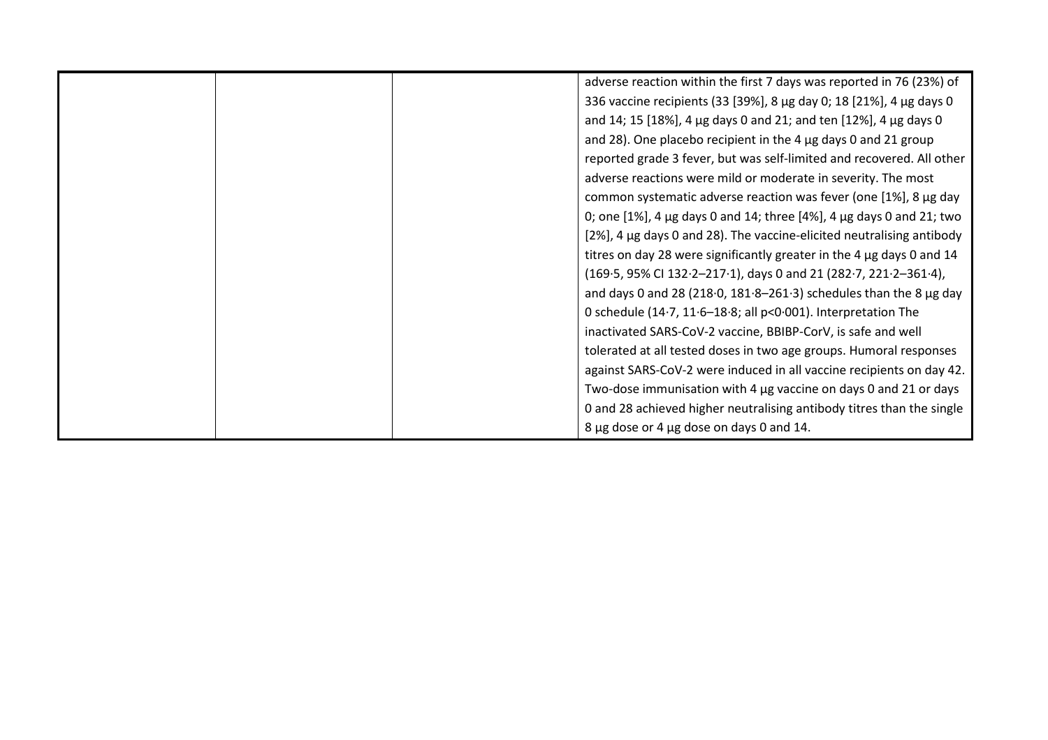|  |  |  | adverse reaction within the first 7 days was reported in 76 (23%) of 336 vaccine recipients (33 [39%], 8 μg day 0; 18 [21%], 4 μg days 0 and 14; 15 [18%], 4 μg days 0 and 21; and ten [12%], 4 μg days 0 and 28). One placebo recipient in the 4 μg days 0 and 21 group reported grade 3 fever, but was self-limited and recovered. All other adverse reactions were mild or moderate in severity. The most common systematic adverse reaction was fever (one [1%], 8 μg day 0; one [1%], 4 μg days 0 and 14; three [4%], 4 μg days 0 and 21; two [2%], 4 μg days 0 and 28). The vaccine-elicited neutralising antibody titres on day 28 were significantly greater in the 4 μg days 0 and 14 (169·5, 95% CI 132·2–217·1), days 0 and 21 (282·7, 221·2–361·4), and days 0 and 28 (218·0, 181·8–261·3) schedules than the 8 μg day 0 schedule (14·7, 11·6–18·8; all p<0·001). Interpretation The inactivated SARS-CoV-2 vaccine, BBIBP-CorV, is safe and well tolerated at all tested doses in two age groups. Humoral responses against SARS-CoV-2 were induced in all vaccine recipients on day 42. Two-dose immunisation with 4 μg vaccine on days 0 and 21 or days 0 and 28 achieved higher neutralising antibody titres than the single 8 μg dose or 4 μg dose on days 0 and 14. |
|---|---|---|---|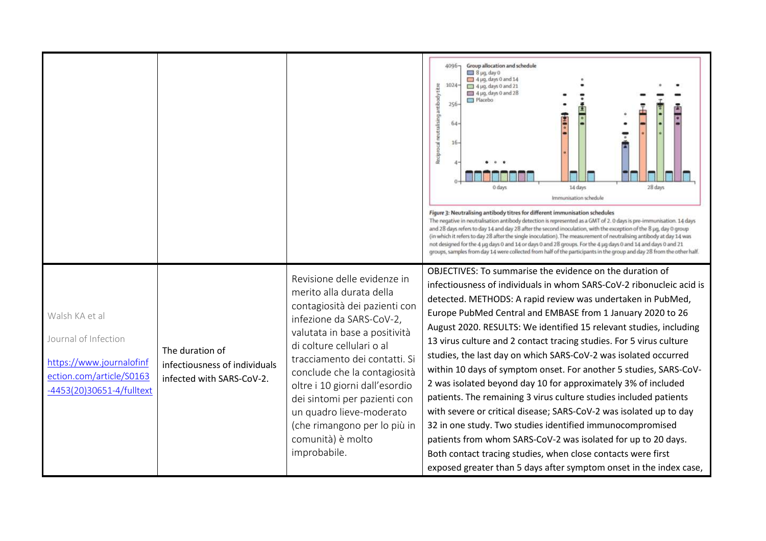| | | | |
|---|---|---|---|
| | | | Figure 3: Neutralising antibody titres for different immunisation schedules<br>The negative in neutralisation antibody detection is represented as a GMT of 2. 0 days is pre-immunisation. 14 days and 28 days refers to day 14 and day 28 after the second inoculation, with the exception of the 8 μg, day 0 group (in which it refers to day 28 after the single inoculation). The measurement of neutralising antibody at day 14 was not designed for the 4 μg days 0 and 14 or days 0 and 28 groups. For the 4 μg days 0 and 14 and days 0 and 21 groups, samples from day 14 were collected from half of the participants in the group and day 28 from the other half. |
| Walsh KA et al<br><br>Journal of Infection<br><br>[https://www.journalofinfection.com/article/S0163-4453(20)30651-4/fulltext](https://www.journalofinfection.com/article/S0163-4453(20)30651-4/fulltext) | The duration of infectiousness of individuals infected with SARS-CoV-2. | Revisione delle evidenze in merito alla durata della contagiosità dei pazienti con infezione da SARS-CoV-2, valutata in base a positività di colture cellulari o al tracciamento dei contatti. Si conclude che la contagiosità oltre i 10 giorni dall'esordio dei sintomi per pazienti con un quadro lieve-moderato (che rimangono per lo più in comunità) è molto improbabile. | OBJECTIVES: To summarise the evidence on the duration of infectiousness of individuals in whom SARS-CoV-2 ribonucleic acid is detected. METHODS: A rapid review was undertaken in PubMed, Europe PubMed Central and EMBASE from 1 January 2020 to 26 August 2020. RESULTS: We identified 15 relevant studies, including 13 virus culture and 2 contact tracing studies. For 5 virus culture studies, the last day on which SARS-CoV-2 was isolated occurred within 10 days of symptom onset. For another 5 studies, SARS-CoV-2 was isolated beyond day 10 for approximately 3% of included patients. The remaining 3 virus culture studies included patients with severe or critical disease; SARS-CoV-2 was isolated up to day 32 in one study. Two studies identified immunocompromised patients from whom SARS-CoV-2 was isolated for up to 20 days. Both contact tracing studies, when close contacts were first exposed greater than 5 days after symptom onset in the index case, |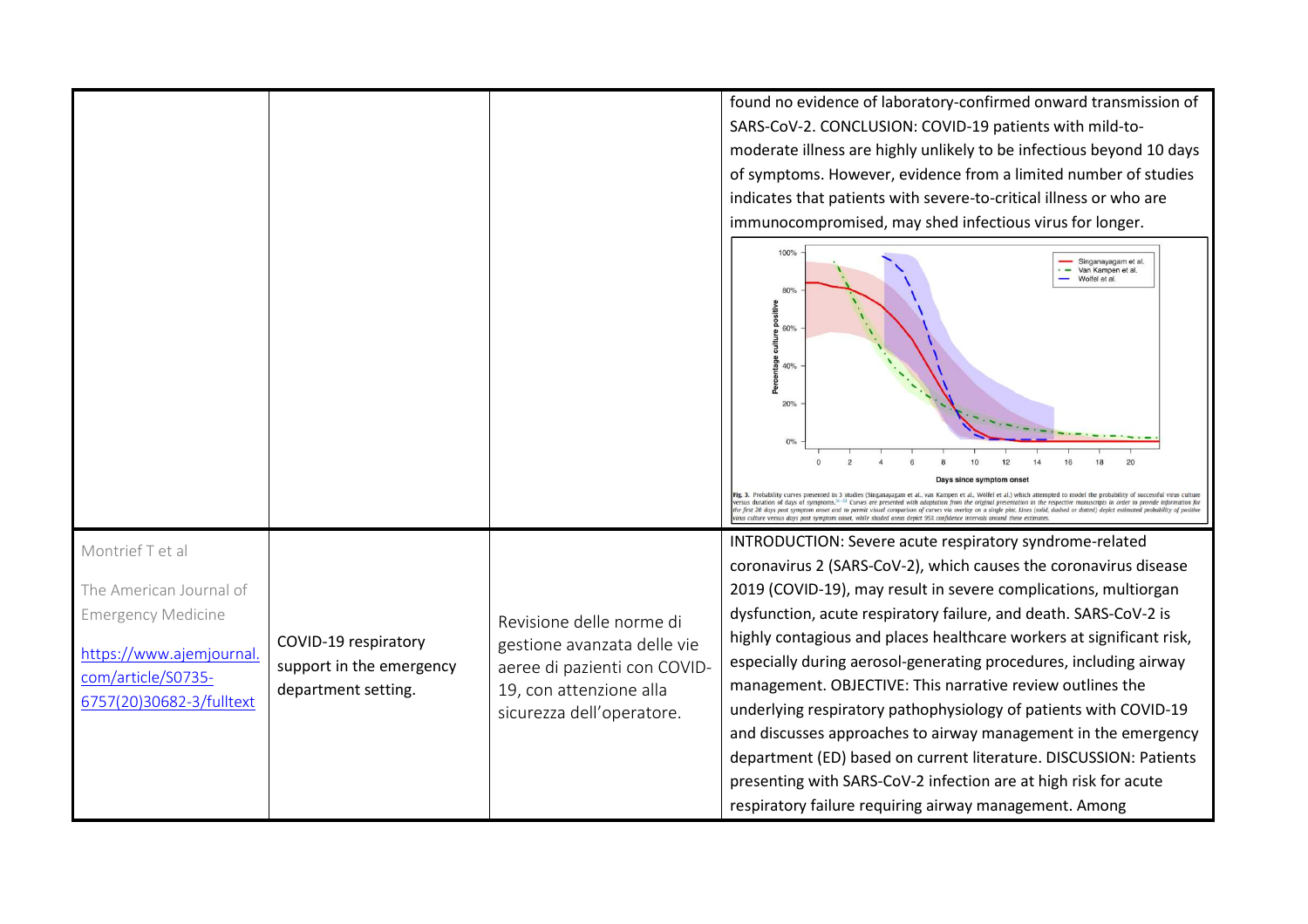| | | | |
|---|---|---|---|
| | | | found no evidence of laboratory-confirmed onward transmission of SARS-CoV-2. CONCLUSION: COVID-19 patients with mild-to-moderate illness are highly unlikely to be infectious beyond 10 days of symptoms. However, evidence from a limited number of studies indicates that patients with severe-to-critical illness or who are immunocompromised, may shed infectious virus for longer. Fig. 3. Probability curves presented in 3 studies (Singanayagam et al., van Kampen et al., Wolfel et al.) which attempted to model the probability of successful virus culture versus duration of days of symptoms. Curves are presented with adaptation from the original presentation in the respective manuscripts in order to provide information for the first 20 days post symptom onset and to permit visual comparison of curves via overlay on a single plot. Lines (solid, dashed or dotted) depict estimated probability of positive virus culture versus days post symptom onset, while shaded areas depict 95% confidence intervals around these estimates. |
| Montrief T et al The American Journal of Emergency Medicine https://www.ajemjournal.com/article/S0735-6757(20)30682-3/fulltext | COVID-19 respiratory support in the emergency department setting. | Revisione delle norme di gestione avanzata delle vie aeree di pazienti con COVID-19, con attenzione alla sicurezza dell'operatore. | INTRODUCTION: Severe acute respiratory syndrome-related coronavirus 2 (SARS-CoV-2), which causes the coronavirus disease 2019 (COVID-19), may result in severe complications, multiorgan dysfunction, acute respiratory failure, and death. SARS-CoV-2 is highly contagious and places healthcare workers at significant risk, especially during aerosol-generating procedures, including airway management. OBJECTIVE: This narrative review outlines the underlying respiratory pathophysiology of patients with COVID-19 and discusses approaches to airway management in the emergency department (ED) based on current literature. DISCUSSION: Patients presenting with SARS-CoV-2 infection are at high risk for acute respiratory failure requiring airway management. Among |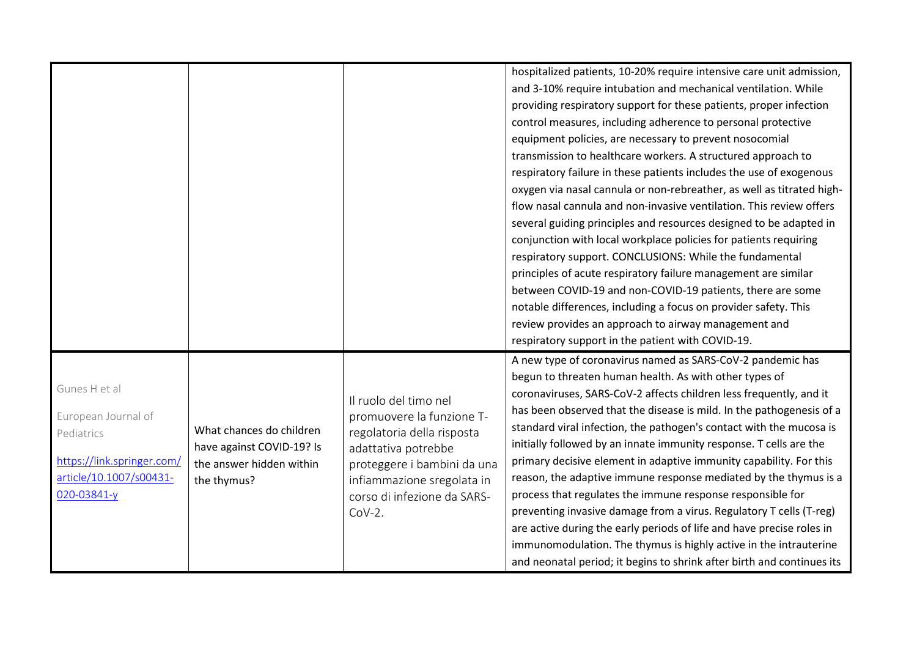| | | | |
|---|---|---|---|
| | | | hospitalized patients, 10-20% require intensive care unit admission, and 3-10% require intubation and mechanical ventilation. While providing respiratory support for these patients, proper infection control measures, including adherence to personal protective equipment policies, are necessary to prevent nosocomial transmission to healthcare workers. A structured approach to respiratory failure in these patients includes the use of exogenous oxygen via nasal cannula or non-rebreather, as well as titrated high-flow nasal cannula and non-invasive ventilation. This review offers several guiding principles and resources designed to be adapted in conjunction with local workplace policies for patients requiring respiratory support. CONCLUSIONS: While the fundamental principles of acute respiratory failure management are similar between COVID-19 and non-COVID-19 patients, there are some notable differences, including a focus on provider safety. This review provides an approach to airway management and respiratory support in the patient with COVID-19. |
| Gunes H et al<br><br>European Journal of Pediatrics<br><br>https://link.springer.com/article/10.1007/s00431-020-03841-y | What chances do children have against COVID-19? Is the answer hidden within the thymus? | Il ruolo del timo nel promuovere la funzione T-regolatoria della risposta adattativa potrebbe proteggere i bambini da una infiammazione sregolata in corso di infezione da SARS-CoV-2. | A new type of coronavirus named as SARS-CoV-2 pandemic has begun to threaten human health. As with other types of coronaviruses, SARS-CoV-2 affects children less frequently, and it has been observed that the disease is mild. In the pathogenesis of a standard viral infection, the pathogen's contact with the mucosa is initially followed by an innate immunity response. T cells are the primary decisive element in adaptive immunity capability. For this reason, the adaptive immune response mediated by the thymus is a process that regulates the immune response responsible for preventing invasive damage from a virus. Regulatory T cells (T-reg) are active during the early periods of life and have precise roles in immunomodulation. The thymus is highly active in the intrauterine and neonatal period; it begins to shrink after birth and continues its |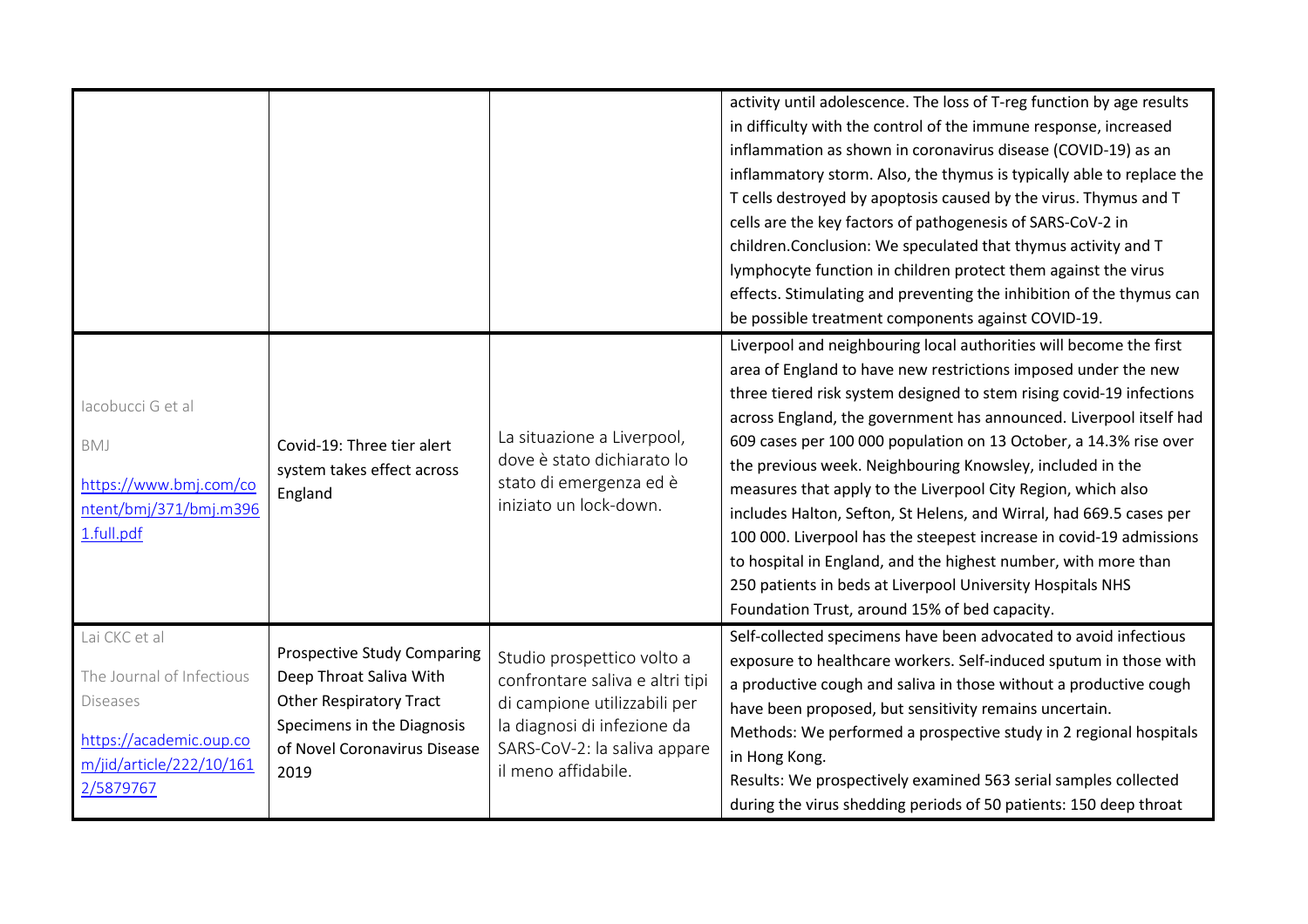| | | | |
|---|---|---|---|
| | | | activity until adolescence. The loss of T-reg function by age results in difficulty with the control of the immune response, increased inflammation as shown in coronavirus disease (COVID-19) as an inflammatory storm. Also, the thymus is typically able to replace the T cells destroyed by apoptosis caused by the virus. Thymus and T cells are the key factors of pathogenesis of SARS-CoV-2 in children.Conclusion: We speculated that thymus activity and T lymphocyte function in children protect them against the virus effects. Stimulating and preventing the inhibition of the thymus can be possible treatment components against COVID-19. |
| Iacobucci G et al<br><br>BMJ<br><br>[https://www.bmj.com/content/bmj/371/bmj.m3961.full.pdf](https://www.bmj.com/content/bmj/371/bmj.m3961.full.pdf) | Covid-19: Three tier alert system takes effect across England | La situazione a Liverpool, dove è stato dichiarato lo stato di emergenza ed è iniziato un lock-down. | Liverpool and neighbouring local authorities will become the first area of England to have new restrictions imposed under the new three tiered risk system designed to stem rising covid-19 infections across England, the government has announced. Liverpool itself had 609 cases per 100 000 population on 13 October, a 14.3% rise over the previous week. Neighbouring Knowsley, included in the measures that apply to the Liverpool City Region, which also includes Halton, Sefton, St Helens, and Wirral, had 669.5 cases per 100 000. Liverpool has the steepest increase in covid-19 admissions to hospital in England, and the highest number, with more than 250 patients in beds at Liverpool University Hospitals NHS Foundation Trust, around 15% of bed capacity. |
| Lai CKC et al<br><br>The Journal of Infectious Diseases<br><br>[https://academic.oup.com/jid/article/222/10/1612/5879767](https://academic.oup.com/jid/article/222/10/1612/5879767) | Prospective Study Comparing Deep Throat Saliva With Other Respiratory Tract Specimens in the Diagnosis of Novel Coronavirus Disease 2019 | Studio prospettico volto a confrontare saliva e altri tipi di campione utilizzabili per la diagnosi di infezione da SARS-CoV-2: la saliva appare il meno affidabile. | Self-collected specimens have been advocated to avoid infectious exposure to healthcare workers. Self-induced sputum in those with a productive cough and saliva in those without a productive cough have been proposed, but sensitivity remains uncertain.<br>Methods: We performed a prospective study in 2 regional hospitals in Hong Kong.<br>Results: We prospectively examined 563 serial samples collected during the virus shedding periods of 50 patients: 150 deep throat |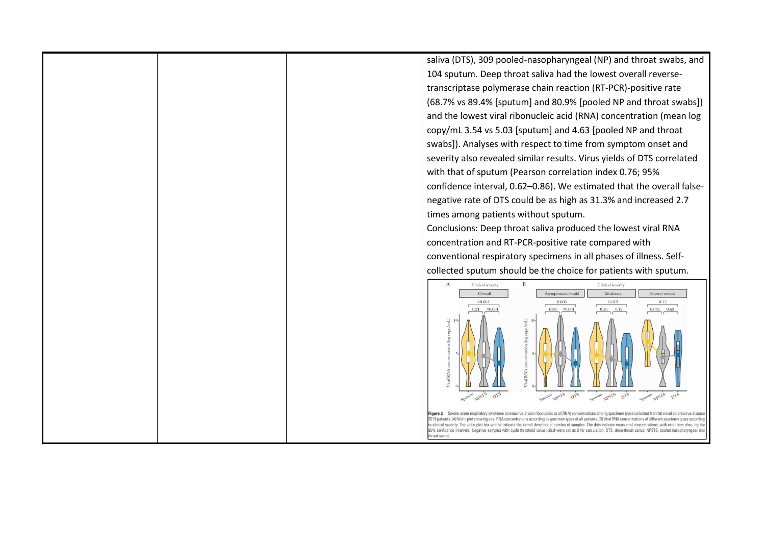| | | | |
|---|---|---|---|
| | | | saliva (DTS), 309 pooled-nasopharyngeal (NP) and throat swabs, and 104 sputum. Deep throat saliva had the lowest overall reverse-transcriptase polymerase chain reaction (RT-PCR)-positive rate (68.7% vs 89.4% [sputum] and 80.9% [pooled NP and throat swabs]) and the lowest viral ribonucleic acid (RNA) concentration (mean log copy/mL 3.54 vs 5.03 [sputum] and 4.63 [pooled NP and throat swabs]). Analyses with respect to time from symptom onset and severity also revealed similar results. Virus yields of DTS correlated with that of sputum (Pearson correlation index 0.76; 95% confidence interval, 0.62–0.86). We estimated that the overall false-negative rate of DTS could be as high as 31.3% and increased 2.7 times among patients without sputum.<br>Conclusions: Deep throat saliva produced the lowest viral RNA concentration and RT-PCR-positive rate compared with conventional respiratory specimens in all phases of illness. Self-collected sputum should be the choice for patients with sputum.<br>**Figure 2.** Severe acute respiratory syndrome coronavirus-2 viral ribonucleic acid (RNA) concentrations among specimen types collected from 50 novel coronavirus disease 2019 patients. (A) Violin plot showing viral RNA concentrations according to specimen types of all patients. (B) Viral RNA concentrations of different specimen types according to clinical severity. The violin plot box widths indicate the kernel densities of number of samples. The dots indicate mean viral concentrations, with error bars showing the 95% confidence intervals. Negative samples with cycle threshold value >39.9 were set as 0 for calculation. DTS, deep-throat saliva; NPSTS, pooled nasopharyngeal and throat swabs. |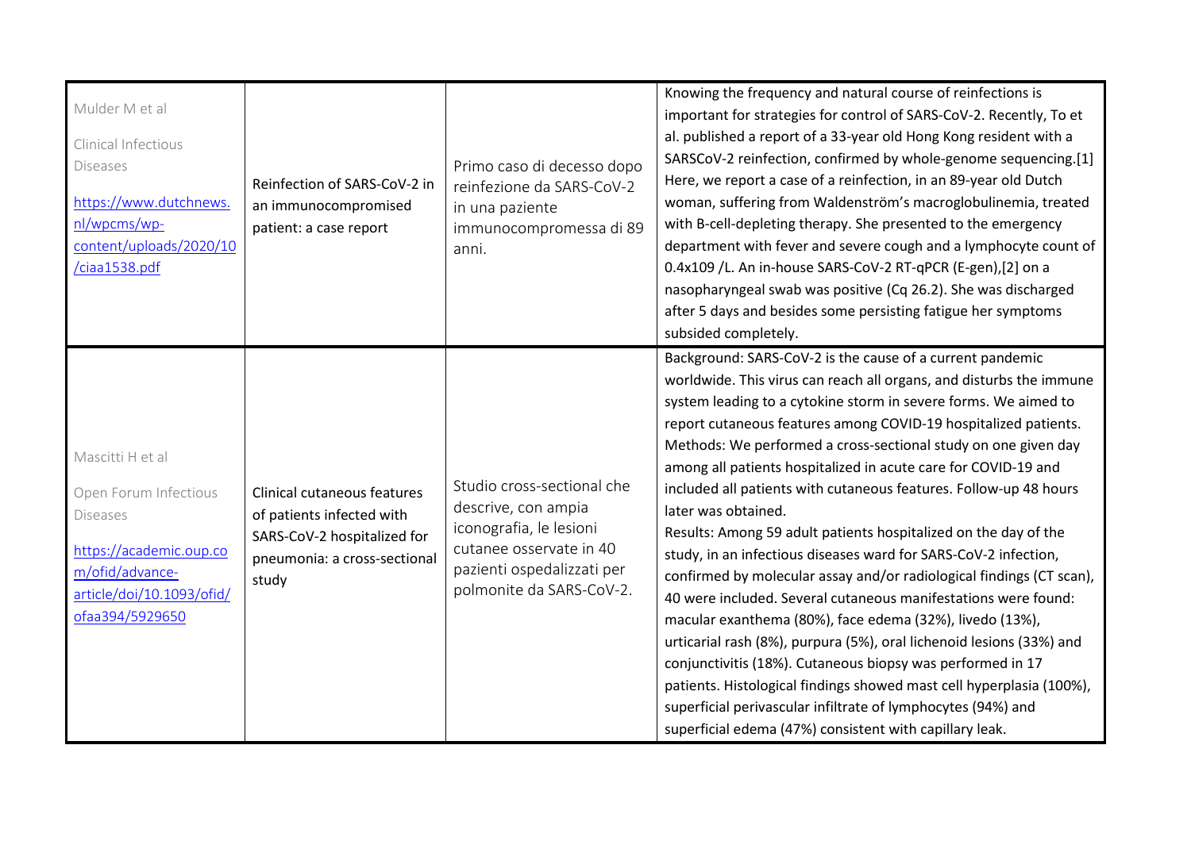| | | | |
|---|---|---|---|
| Mulder M et al<br><br>Clinical Infectious Diseases<br><br>https://www.dutchnews.nl/wpcms/wp-content/uploads/2020/10/ciaa1538.pdf | Reinfection of SARS-CoV-2 in an immunocompromised patient: a case report | Primo caso di decesso dopo reinfezione da SARS-CoV-2 in una paziente immunocompromessa di 89 anni. | Knowing the frequency and natural course of reinfections is important for strategies for control of SARS-CoV-2. Recently, To et al. published a report of a 33-year old Hong Kong resident with a SARSCoV-2 reinfection, confirmed by whole-genome sequencing.[1] Here, we report a case of a reinfection, in an 89-year old Dutch woman, suffering from Waldenström's macroglobulinemia, treated with B-cell-depleting therapy. She presented to the emergency department with fever and severe cough and a lymphocyte count of 0.4x109 /L. An in-house SARS-CoV-2 RT-qPCR (E-gen),[2] on a nasopharyngeal swab was positive (Cq 26.2). She was discharged after 5 days and besides some persisting fatigue her symptoms subsided completely. |
| Mascitti H et al<br><br>Open Forum Infectious Diseases<br><br>https://academic.oup.com/ofid/advance-article/doi/10.1093/ofid/ofaa394/5929650 | Clinical cutaneous features of patients infected with SARS-CoV-2 hospitalized for pneumonia: a cross-sectional study | Studio cross-sectional che descrive, con ampia iconografia, le lesioni cutanee osservate in 40 pazienti ospedalizzati per polmonite da SARS-CoV-2. | Background: SARS-CoV-2 is the cause of a current pandemic worldwide. This virus can reach all organs, and disturbs the immune system leading to a cytokine storm in severe forms. We aimed to report cutaneous features among COVID-19 hospitalized patients.<br>Methods: We performed a cross-sectional study on one given day among all patients hospitalized in acute care for COVID-19 and included all patients with cutaneous features. Follow-up 48 hours later was obtained.<br>Results: Among 59 adult patients hospitalized on the day of the study, in an infectious diseases ward for SARS-CoV-2 infection, confirmed by molecular assay and/or radiological findings (CT scan), 40 were included. Several cutaneous manifestations were found: macular exanthema (80%), face edema (32%), livedo (13%), urticarial rash (8%), purpura (5%), oral lichenoid lesions (33%) and conjunctivitis (18%). Cutaneous biopsy was performed in 17 patients. Histological findings showed mast cell hyperplasia (100%), superficial perivascular infiltrate of lymphocytes (94%) and superficial edema (47%) consistent with capillary leak. |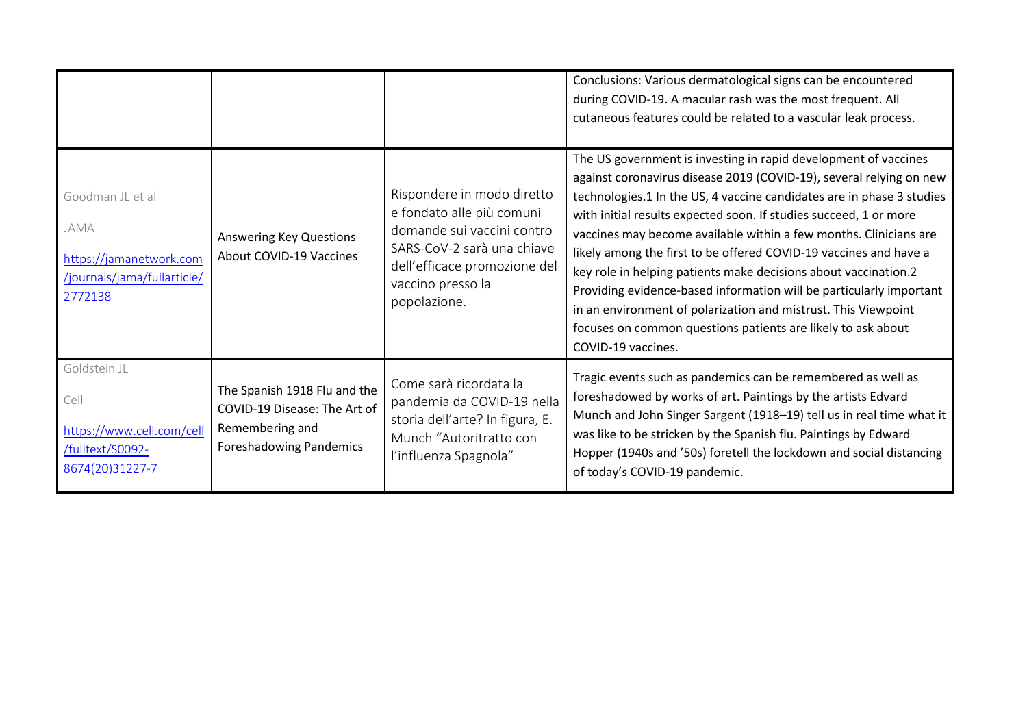| | | | |
|---|---|---|---|
| | | | Conclusions: Various dermatological signs can be encountered during COVID-19. A macular rash was the most frequent. All cutaneous features could be related to a vascular leak process. |
| Goodman JL et al<br><br>JAMA<br><br>[https://jamanetwork.com/journals/jama/fullarticle/2772138](https://jamanetwork.com/journals/jama/fullarticle/2772138) | Answering Key Questions About COVID-19 Vaccines | Rispondere in modo diretto e fondato alle più comuni domande sui vaccini contro SARS-CoV-2 sarà una chiave dell'efficace promozione del vaccino presso la popolazione. | The US government is investing in rapid development of vaccines against coronavirus disease 2019 (COVID-19), several relying on new technologies.1 In the US, 4 vaccine candidates are in phase 3 studies with initial results expected soon. If studies succeed, 1 or more vaccines may become available within a few months. Clinicians are likely among the first to be offered COVID-19 vaccines and have a key role in helping patients make decisions about vaccination.2 Providing evidence-based information will be particularly important in an environment of polarization and mistrust. This Viewpoint focuses on common questions patients are likely to ask about COVID-19 vaccines. |
| Goldstein JL<br><br>Cell<br><br>[https://www.cell.com/cell/fulltext/S0092-8674(20)31227-7](https://www.cell.com/cell/fulltext/S0092-8674(20)31227-7) | The Spanish 1918 Flu and the COVID-19 Disease: The Art of Remembering and Foreshadowing Pandemics | Come sarà ricordata la pandemia da COVID-19 nella storia dell'arte? In figura, E. Munch "Autoritratto con l'influenza Spagnola" | Tragic events such as pandemics can be remembered as well as foreshadowed by works of art. Paintings by the artists Edvard Munch and John Singer Sargent (1918–19) tell us in real time what it was like to be stricken by the Spanish flu. Paintings by Edward Hopper (1940s and '50s) foretell the lockdown and social distancing of today's COVID-19 pandemic. |